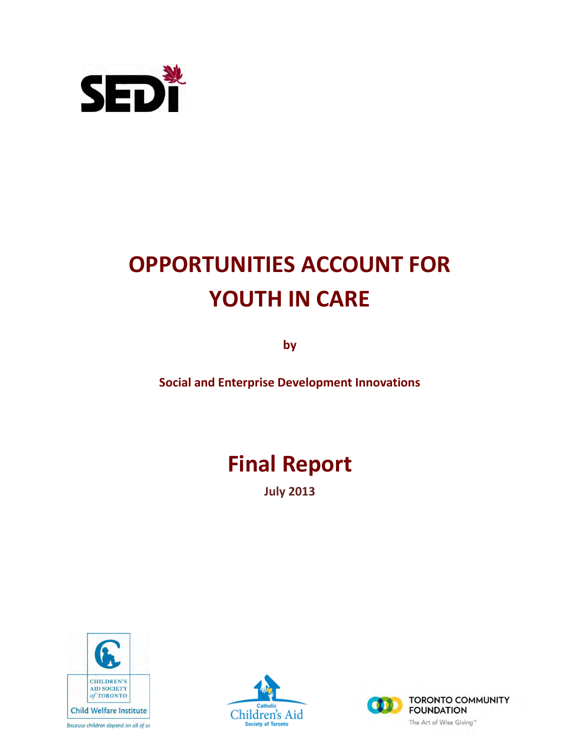SEDI

# OPPORTUNITIES ACCOUNT FOR YOUTH IN CARE

**by**

**Social and Enterprise Development Innovations**

# Final Report

**July 2013**

CHILDREN'S AID SOCIETY of TORONTO
Child Welfare Institute
*Because children depend on all of us*

Catholic Children's Aid Society of Toronto

TORONTO COMMUNITY FOUNDATION
The Art of Wise Giving™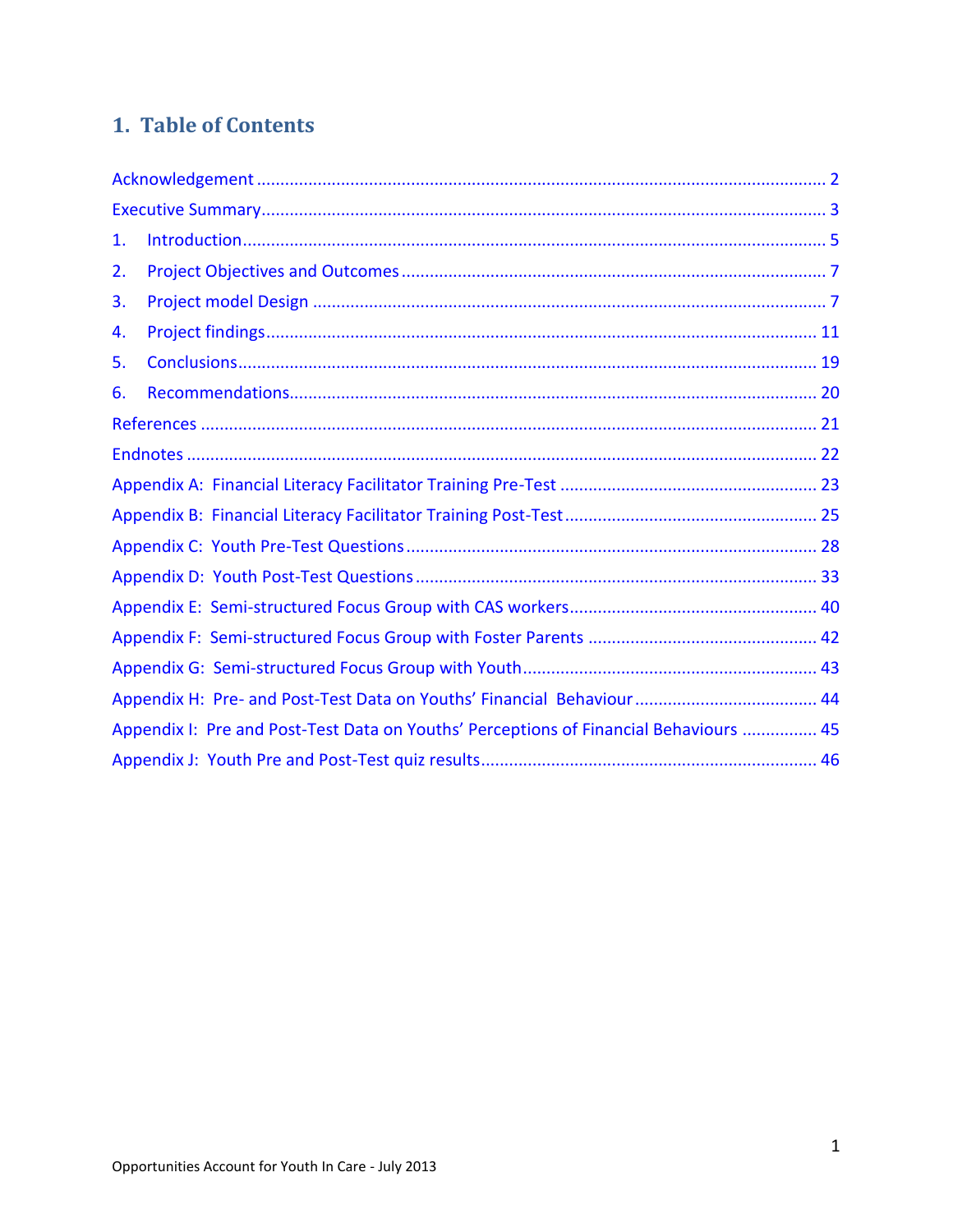# 1. Table of Contents

Acknowledgement ........................................................................................................... 2

Executive Summary........................................................................................................ 3

1. Introduction ............................................................................................................. 5
2. Project Objectives and Outcomes ........................................................................... 7
3. Project model Design .............................................................................................. 7
4. Project findings ...................................................................................................... 11
5. Conclusions ............................................................................................................ 19
6. Recommendations .................................................................................................. 20

References .................................................................................................................... 21

Endnotes ....................................................................................................................... 22

Appendix A: Financial Literacy Facilitator Training Pre-Test ........................................ 23

Appendix B: Financial Literacy Facilitator Training Post-Test ....................................... 25

Appendix C: Youth Pre-Test Questions ......................................................................... 28

Appendix D: Youth Post-Test Questions ....................................................................... 33

Appendix E: Semi-structured Focus Group with CAS workers ...................................... 40

Appendix F: Semi-structured Focus Group with Foster Parents ................................... 42

Appendix G: Semi-structured Focus Group with Youth ................................................ 43

Appendix H: Pre- and Post-Test Data on Youths' Financial Behaviour ......................... 44

Appendix I: Pre and Post-Test Data on Youths' Perceptions of Financial Behaviours ................ 45

Appendix J: Youth Pre and Post-Test quiz results ......................................................... 46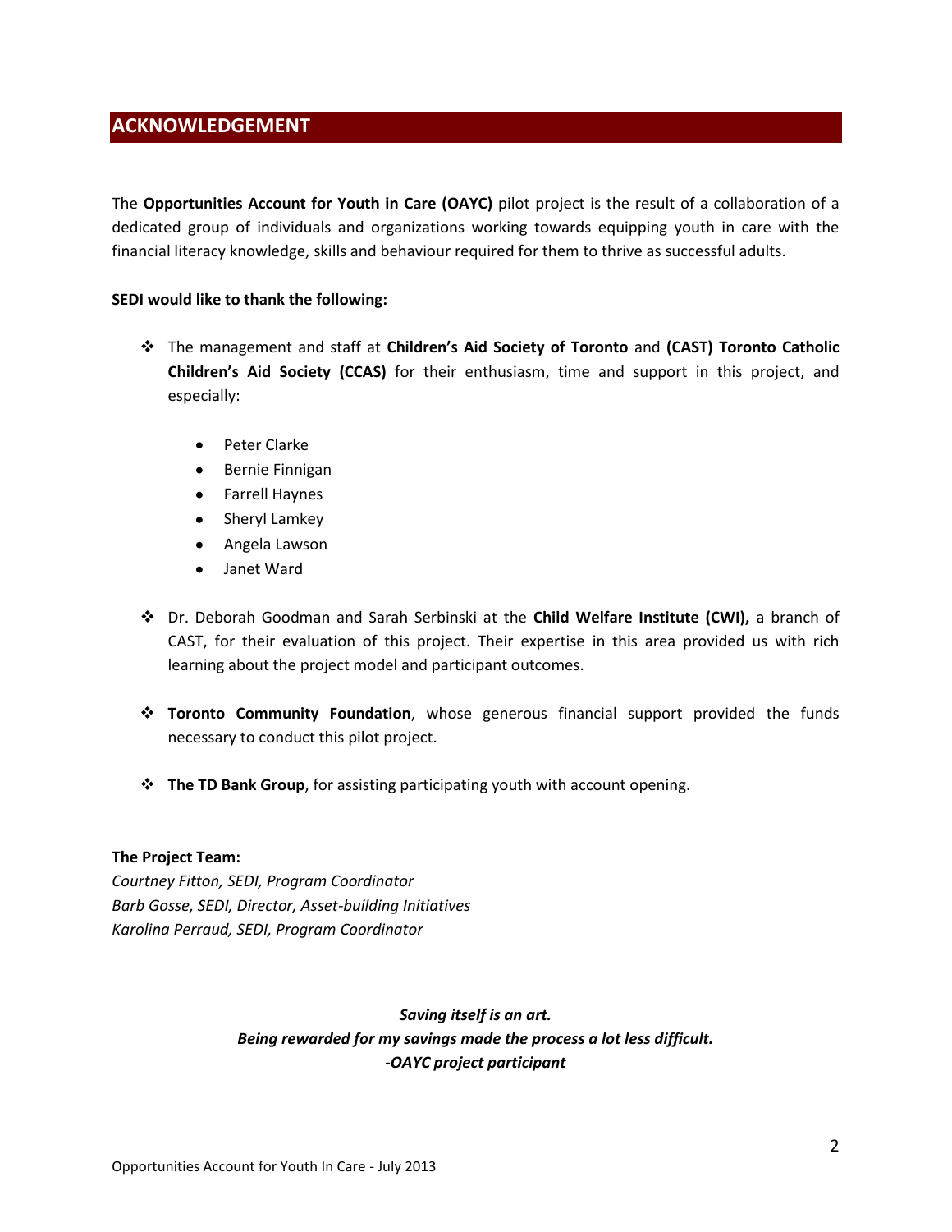## ACKNOWLEDGEMENT

The **Opportunities Account for Youth in Care (OAYC)** pilot project is the result of a collaboration of a dedicated group of individuals and organizations working towards equipping youth in care with the financial literacy knowledge, skills and behaviour required for them to thrive as successful adults.

**SEDI would like to thank the following:**

- The management and staff at **Children's Aid Society of Toronto** and **(CAST) Toronto Catholic Children's Aid Society (CCAS)** for their enthusiasm, time and support in this project, and especially:
    - Peter Clarke
    - Bernie Finnigan
    - Farrell Haynes
    - Sheryl Lamkey
    - Angela Lawson
    - Janet Ward
- Dr. Deborah Goodman and Sarah Serbinski at the **Child Welfare Institute (CWI),** a branch of CAST, for their evaluation of this project. Their expertise in this area provided us with rich learning about the project model and participant outcomes.
- **Toronto Community Foundation**, whose generous financial support provided the funds necessary to conduct this pilot project.
- **The TD Bank Group**, for assisting participating youth with account opening.

**The Project Team:**
*Courtney Fitton, SEDI, Program Coordinator*
*Barb Gosse, SEDI, Director, Asset-building Initiatives*
*Karolina Perraud, SEDI, Program Coordinator*

***Saving itself is an art.***
***Being rewarded for my savings made the process a lot less difficult.***
***-OAYC project participant***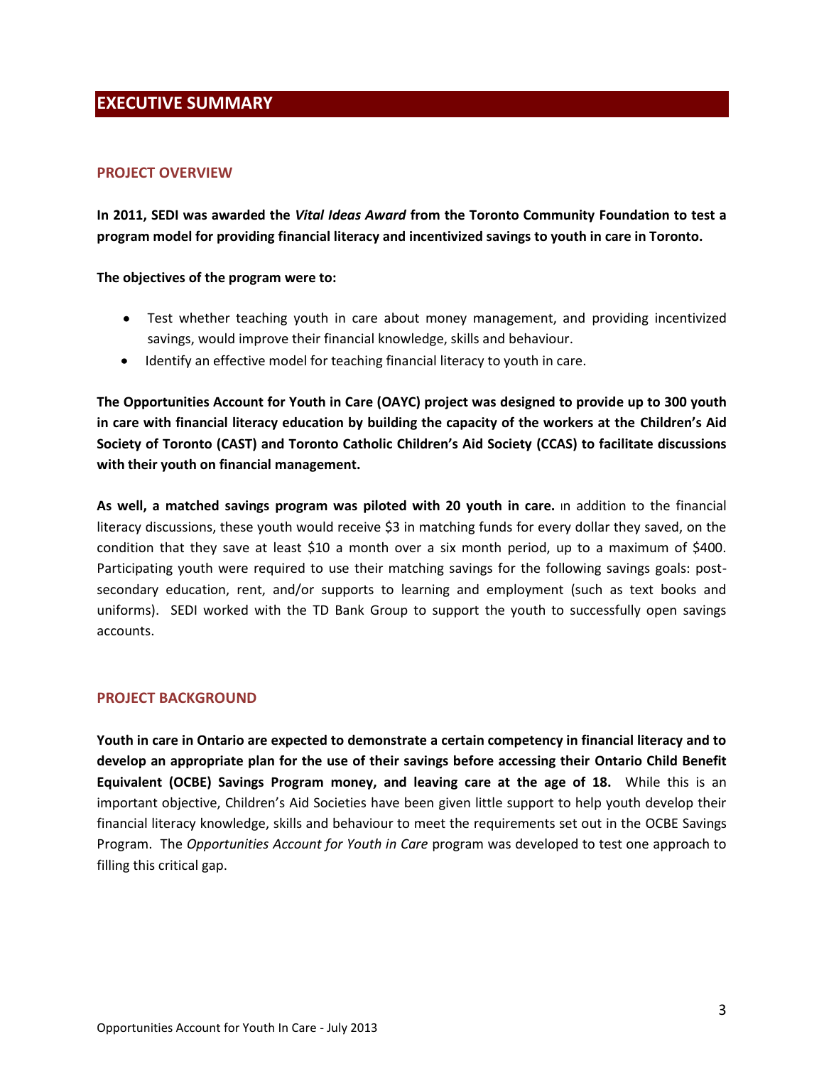# EXECUTIVE SUMMARY

## PROJECT OVERVIEW

**In 2011, SEDI was awarded the *Vital Ideas Award* from the Toronto Community Foundation to test a program model for providing financial literacy and incentivized savings to youth in care in Toronto.**

**The objectives of the program were to:**

- Test whether teaching youth in care about money management, and providing incentivized savings, would improve their financial knowledge, skills and behaviour.
- Identify an effective model for teaching financial literacy to youth in care.

**The Opportunities Account for Youth in Care (OAYC) project was designed to provide up to 300 youth in care with financial literacy education by building the capacity of the workers at the Children's Aid Society of Toronto (CAST) and Toronto Catholic Children's Aid Society (CCAS) to facilitate discussions with their youth on financial management.**

**As well, a matched savings program was piloted with 20 youth in care.** In addition to the financial literacy discussions, these youth would receive $3 in matching funds for every dollar they saved, on the condition that they save at least $10 a month over a six month period, up to a maximum of $400. Participating youth were required to use their matching savings for the following savings goals: post-secondary education, rent, and/or supports to learning and employment (such as text books and uniforms). SEDI worked with the TD Bank Group to support the youth to successfully open savings accounts.

## PROJECT BACKGROUND

**Youth in care in Ontario are expected to demonstrate a certain competency in financial literacy and to develop an appropriate plan for the use of their savings before accessing their Ontario Child Benefit Equivalent (OCBE) Savings Program money, and leaving care at the age of 18.** While this is an important objective, Children's Aid Societies have been given little support to help youth develop their financial literacy knowledge, skills and behaviour to meet the requirements set out in the OCBE Savings Program. The *Opportunities Account for Youth in Care* program was developed to test one approach to filling this critical gap.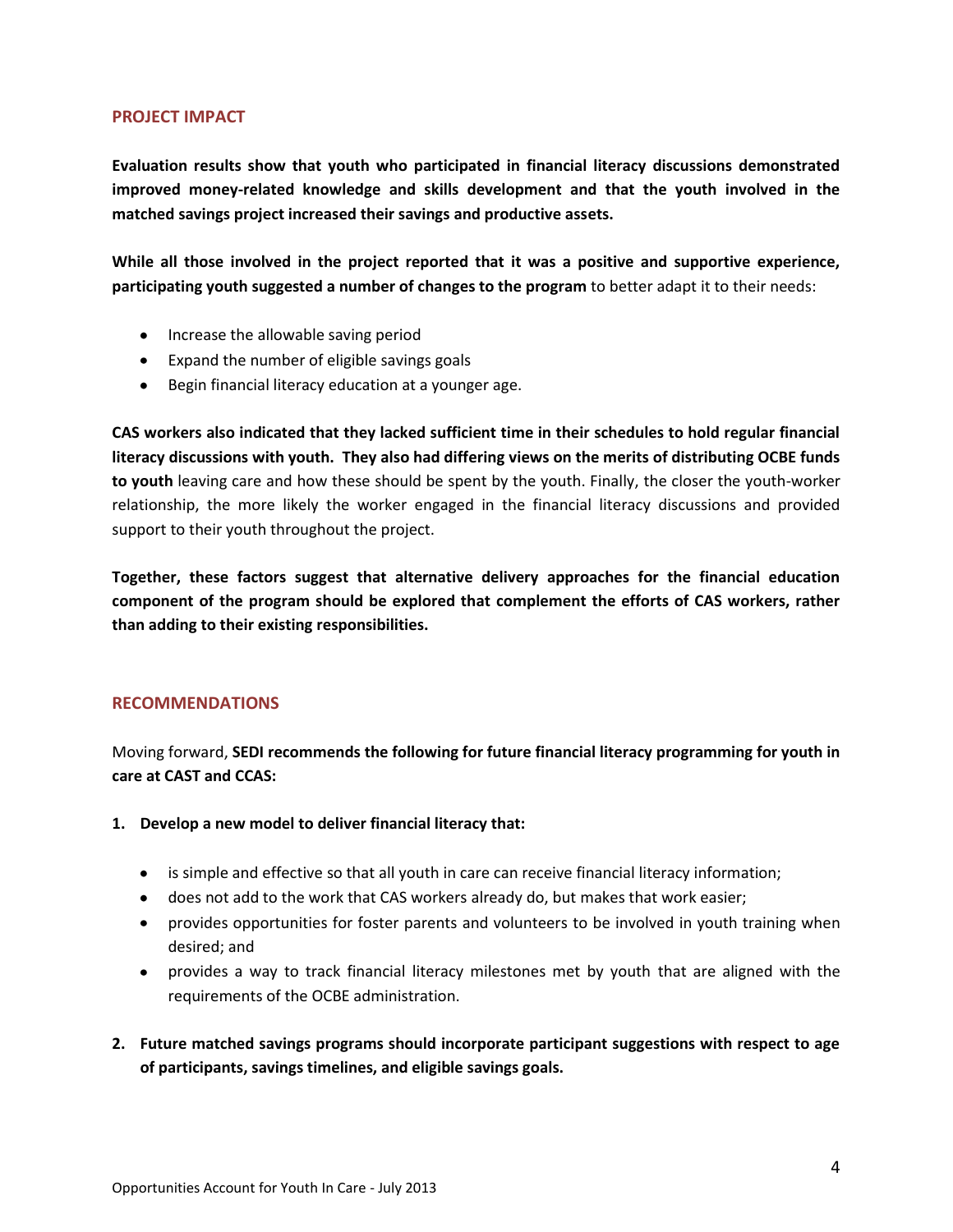## PROJECT IMPACT

**Evaluation results show that youth who participated in financial literacy discussions demonstrated improved money-related knowledge and skills development and that the youth involved in the matched savings project increased their savings and productive assets.**

**While all those involved in the project reported that it was a positive and supportive experience, participating youth suggested a number of changes to the program** to better adapt it to their needs:

- Increase the allowable saving period
- Expand the number of eligible savings goals
- Begin financial literacy education at a younger age.

**CAS workers also indicated that they lacked sufficient time in their schedules to hold regular financial literacy discussions with youth. They also had differing views on the merits of distributing OCBE funds to youth** leaving care and how these should be spent by the youth. Finally, the closer the youth-worker relationship, the more likely the worker engaged in the financial literacy discussions and provided support to their youth throughout the project.

**Together, these factors suggest that alternative delivery approaches for the financial education component of the program should be explored that complement the efforts of CAS workers, rather than adding to their existing responsibilities.**

## RECOMMENDATIONS

Moving forward, **SEDI recommends the following for future financial literacy programming for youth in care at CAST and CCAS:**

1. **Develop a new model to deliver financial literacy that:**
   - is simple and effective so that all youth in care can receive financial literacy information;
   - does not add to the work that CAS workers already do, but makes that work easier;
   - provides opportunities for foster parents and volunteers to be involved in youth training when desired; and
   - provides a way to track financial literacy milestones met by youth that are aligned with the requirements of the OCBE administration.

2. **Future matched savings programs should incorporate participant suggestions with respect to age of participants, savings timelines, and eligible savings goals.**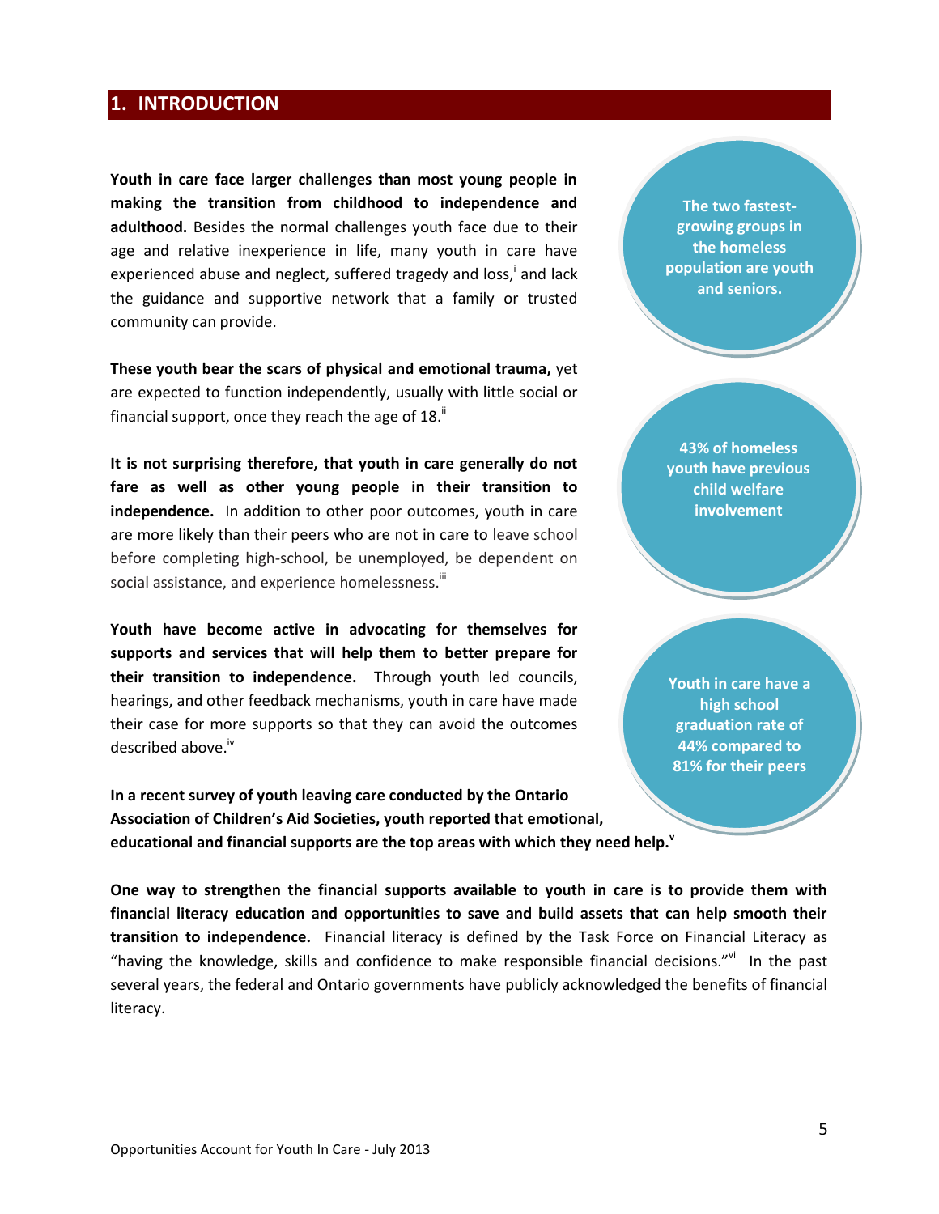## 1. INTRODUCTION

**Youth in care face larger challenges than most young people in making the transition from childhood to independence and adulthood.** Besides the normal challenges youth face due to their age and relative inexperience in life, many youth in care have experienced abuse and neglect, suffered tragedy and loss,[i] and lack the guidance and supportive network that a family or trusted community can provide.

**These youth bear the scars of physical and emotional trauma,** yet are expected to function independently, usually with little social or financial support, once they reach the age of 18.[ii]

**It is not surprising therefore, that youth in care generally do not fare as well as other young people in their transition to independence.** In addition to other poor outcomes, youth in care are more likely than their peers who are not in care to leave school before completing high-school, be unemployed, be dependent on social assistance, and experience homelessness.[iii]

**Youth have become active in advocating for themselves for supports and services that will help them to better prepare for their transition to independence.** Through youth led councils, hearings, and other feedback mechanisms, youth in care have made their case for more supports so that they can avoid the outcomes described above.[iv]

**In a recent survey of youth leaving care conducted by the Ontario Association of Children's Aid Societies, youth reported that emotional, educational and financial supports are the top areas with which they need help.**[v]

**The two fastest-growing groups in the homeless population are youth and seniors.**

**43% of homeless youth have previous child welfare involvement**

**Youth in care have a high school graduation rate of 44% compared to 81% for their peers**

**One way to strengthen the financial supports available to youth in care is to provide them with financial literacy education and opportunities to save and build assets that can help smooth their transition to independence.** Financial literacy is defined by the Task Force on Financial Literacy as "having the knowledge, skills and confidence to make responsible financial decisions."[vi] In the past several years, the federal and Ontario governments have publicly acknowledged the benefits of financial literacy.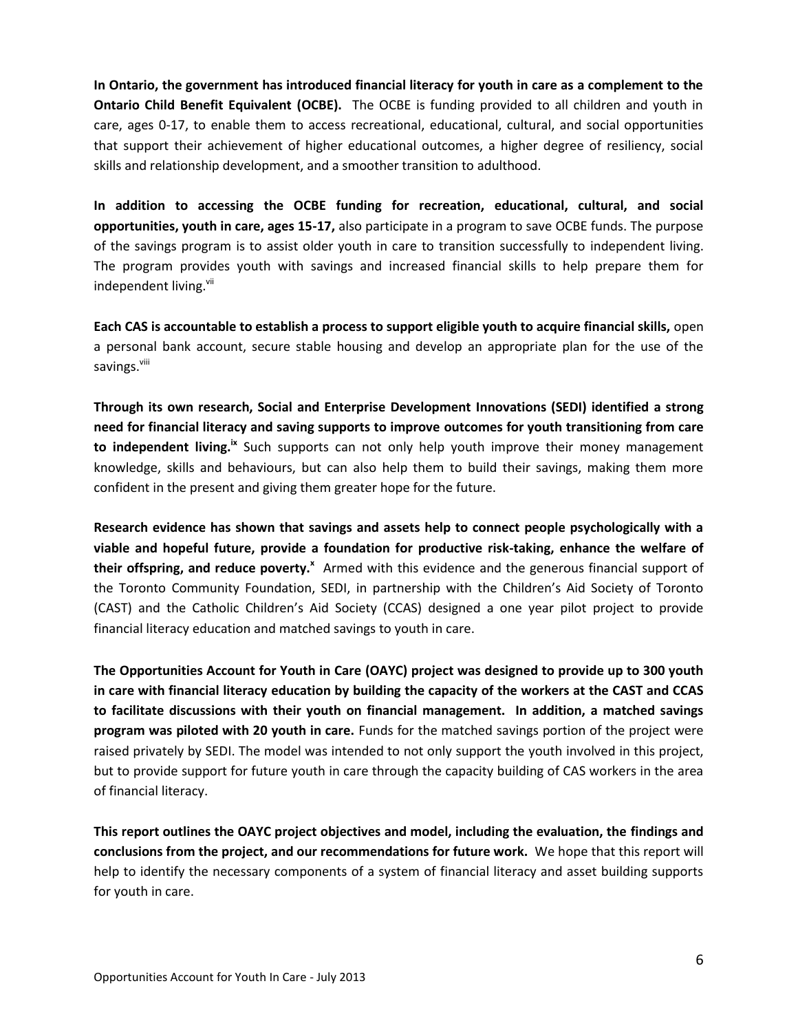**In Ontario, the government has introduced financial literacy for youth in care as a complement to the Ontario Child Benefit Equivalent (OCBE).** The OCBE is funding provided to all children and youth in care, ages 0-17, to enable them to access recreational, educational, cultural, and social opportunities that support their achievement of higher educational outcomes, a higher degree of resiliency, social skills and relationship development, and a smoother transition to adulthood.

**In addition to accessing the OCBE funding for recreation, educational, cultural, and social opportunities, youth in care, ages 15-17,** also participate in a program to save OCBE funds. The purpose of the savings program is to assist older youth in care to transition successfully to independent living. The program provides youth with savings and increased financial skills to help prepare them for independent living.[vii]

**Each CAS is accountable to establish a process to support eligible youth to acquire financial skills,** open a personal bank account, secure stable housing and develop an appropriate plan for the use of the savings.[viii]

**Through its own research, Social and Enterprise Development Innovations (SEDI) identified a strong need for financial literacy and saving supports to improve outcomes for youth transitioning from care to independent living.**[ix] Such supports can not only help youth improve their money management knowledge, skills and behaviours, but can also help them to build their savings, making them more confident in the present and giving them greater hope for the future.

**Research evidence has shown that savings and assets help to connect people psychologically with a viable and hopeful future, provide a foundation for productive risk-taking, enhance the welfare of their offspring, and reduce poverty.**[x] Armed with this evidence and the generous financial support of the Toronto Community Foundation, SEDI, in partnership with the Children's Aid Society of Toronto (CAST) and the Catholic Children's Aid Society (CCAS) designed a one year pilot project to provide financial literacy education and matched savings to youth in care.

**The Opportunities Account for Youth in Care (OAYC) project was designed to provide up to 300 youth in care with financial literacy education by building the capacity of the workers at the CAST and CCAS to facilitate discussions with their youth on financial management. In addition, a matched savings program was piloted with 20 youth in care.** Funds for the matched savings portion of the project were raised privately by SEDI. The model was intended to not only support the youth involved in this project, but to provide support for future youth in care through the capacity building of CAS workers in the area of financial literacy.

**This report outlines the OAYC project objectives and model, including the evaluation, the findings and conclusions from the project, and our recommendations for future work.** We hope that this report will help to identify the necessary components of a system of financial literacy and asset building supports for youth in care.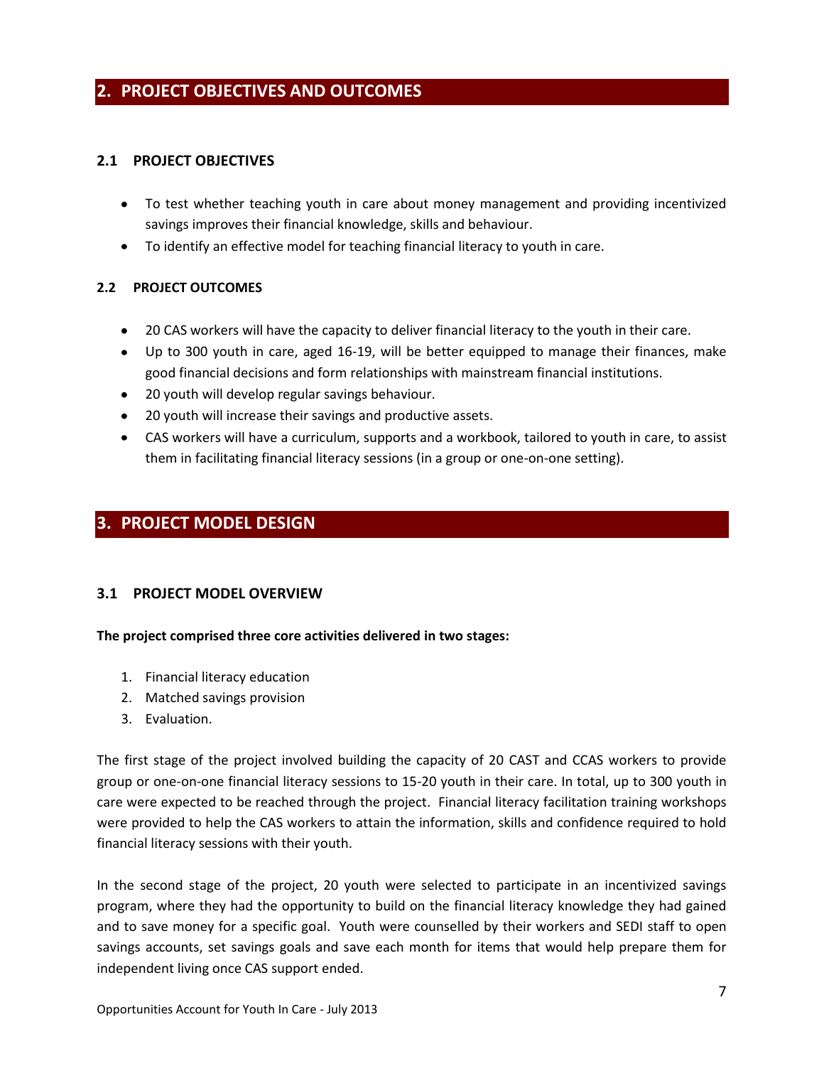## 2. PROJECT OBJECTIVES AND OUTCOMES

### 2.1 PROJECT OBJECTIVES

- To test whether teaching youth in care about money management and providing incentivized savings improves their financial knowledge, skills and behaviour.
- To identify an effective model for teaching financial literacy to youth in care.

### 2.2 PROJECT OUTCOMES

- 20 CAS workers will have the capacity to deliver financial literacy to the youth in their care.
- Up to 300 youth in care, aged 16-19, will be better equipped to manage their finances, make good financial decisions and form relationships with mainstream financial institutions.
- 20 youth will develop regular savings behaviour.
- 20 youth will increase their savings and productive assets.
- CAS workers will have a curriculum, supports and a workbook, tailored to youth in care, to assist them in facilitating financial literacy sessions (in a group or one-on-one setting).

## 3. PROJECT MODEL DESIGN

### 3.1 PROJECT MODEL OVERVIEW

**The project comprised three core activities delivered in two stages:**

1. Financial literacy education
2. Matched savings provision
3. Evaluation.

The first stage of the project involved building the capacity of 20 CAST and CCAS workers to provide group or one-on-one financial literacy sessions to 15-20 youth in their care. In total, up to 300 youth in care were expected to be reached through the project. Financial literacy facilitation training workshops were provided to help the CAS workers to attain the information, skills and confidence required to hold financial literacy sessions with their youth.

In the second stage of the project, 20 youth were selected to participate in an incentivized savings program, where they had the opportunity to build on the financial literacy knowledge they had gained and to save money for a specific goal. Youth were counselled by their workers and SEDI staff to open savings accounts, set savings goals and save each month for items that would help prepare them for independent living once CAS support ended.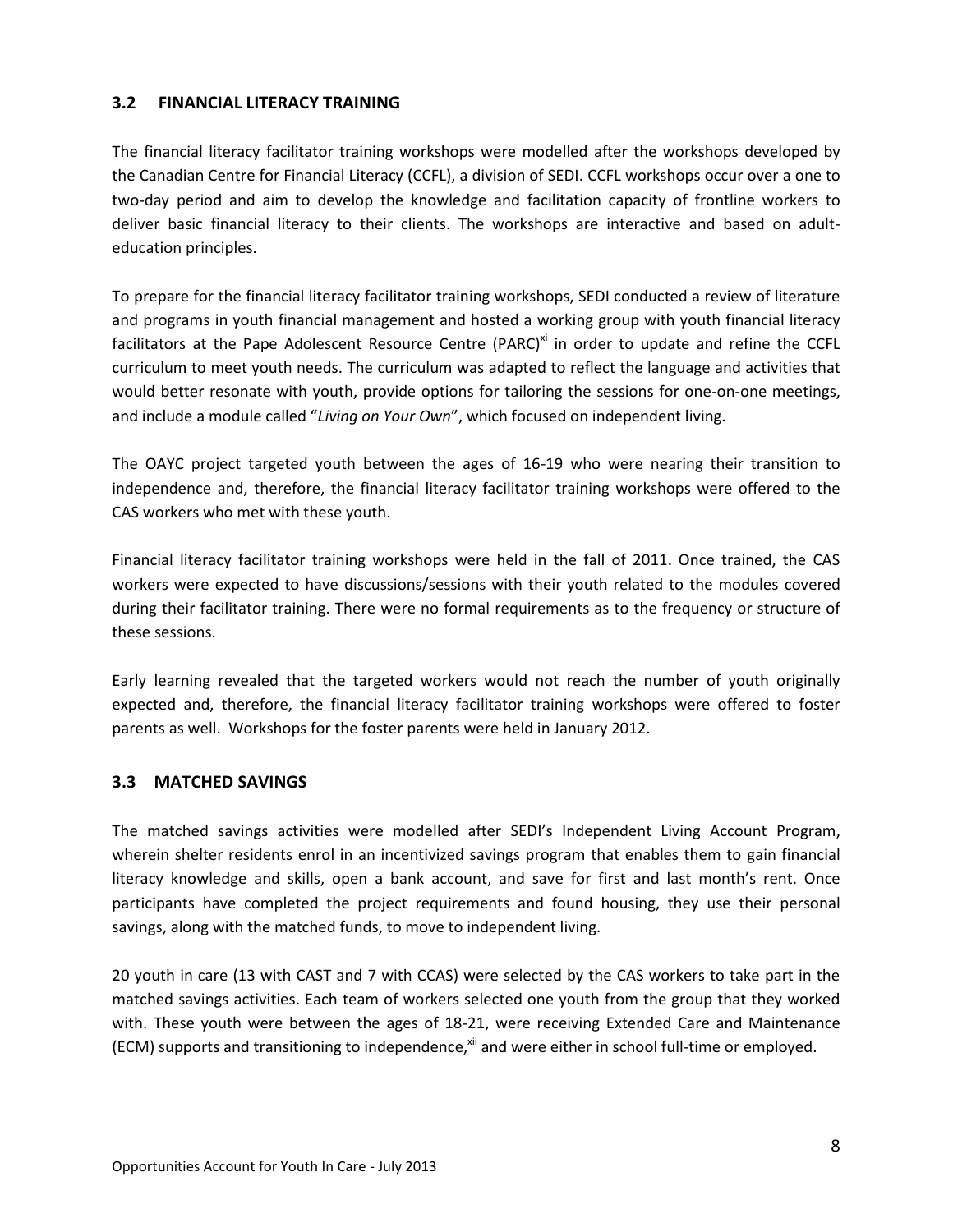## 3.2 FINANCIAL LITERACY TRAINING

The financial literacy facilitator training workshops were modelled after the workshops developed by the Canadian Centre for Financial Literacy (CCFL), a division of SEDI. CCFL workshops occur over a one to two-day period and aim to develop the knowledge and facilitation capacity of frontline workers to deliver basic financial literacy to their clients. The workshops are interactive and based on adult-education principles.

To prepare for the financial literacy facilitator training workshops, SEDI conducted a review of literature and programs in youth financial management and hosted a working group with youth financial literacy facilitators at the Pape Adolescent Resource Centre (PARC)[xi] in order to update and refine the CCFL curriculum to meet youth needs. The curriculum was adapted to reflect the language and activities that would better resonate with youth, provide options for tailoring the sessions for one-on-one meetings, and include a module called "*Living on Your Own*", which focused on independent living.

The OAYC project targeted youth between the ages of 16-19 who were nearing their transition to independence and, therefore, the financial literacy facilitator training workshops were offered to the CAS workers who met with these youth.

Financial literacy facilitator training workshops were held in the fall of 2011. Once trained, the CAS workers were expected to have discussions/sessions with their youth related to the modules covered during their facilitator training. There were no formal requirements as to the frequency or structure of these sessions.

Early learning revealed that the targeted workers would not reach the number of youth originally expected and, therefore, the financial literacy facilitator training workshops were offered to foster parents as well. Workshops for the foster parents were held in January 2012.

## 3.3 MATCHED SAVINGS

The matched savings activities were modelled after SEDI's Independent Living Account Program, wherein shelter residents enrol in an incentivized savings program that enables them to gain financial literacy knowledge and skills, open a bank account, and save for first and last month's rent. Once participants have completed the project requirements and found housing, they use their personal savings, along with the matched funds, to move to independent living.

20 youth in care (13 with CAST and 7 with CCAS) were selected by the CAS workers to take part in the matched savings activities. Each team of workers selected one youth from the group that they worked with. These youth were between the ages of 18-21, were receiving Extended Care and Maintenance (ECM) supports and transitioning to independence,[xii] and were either in school full-time or employed.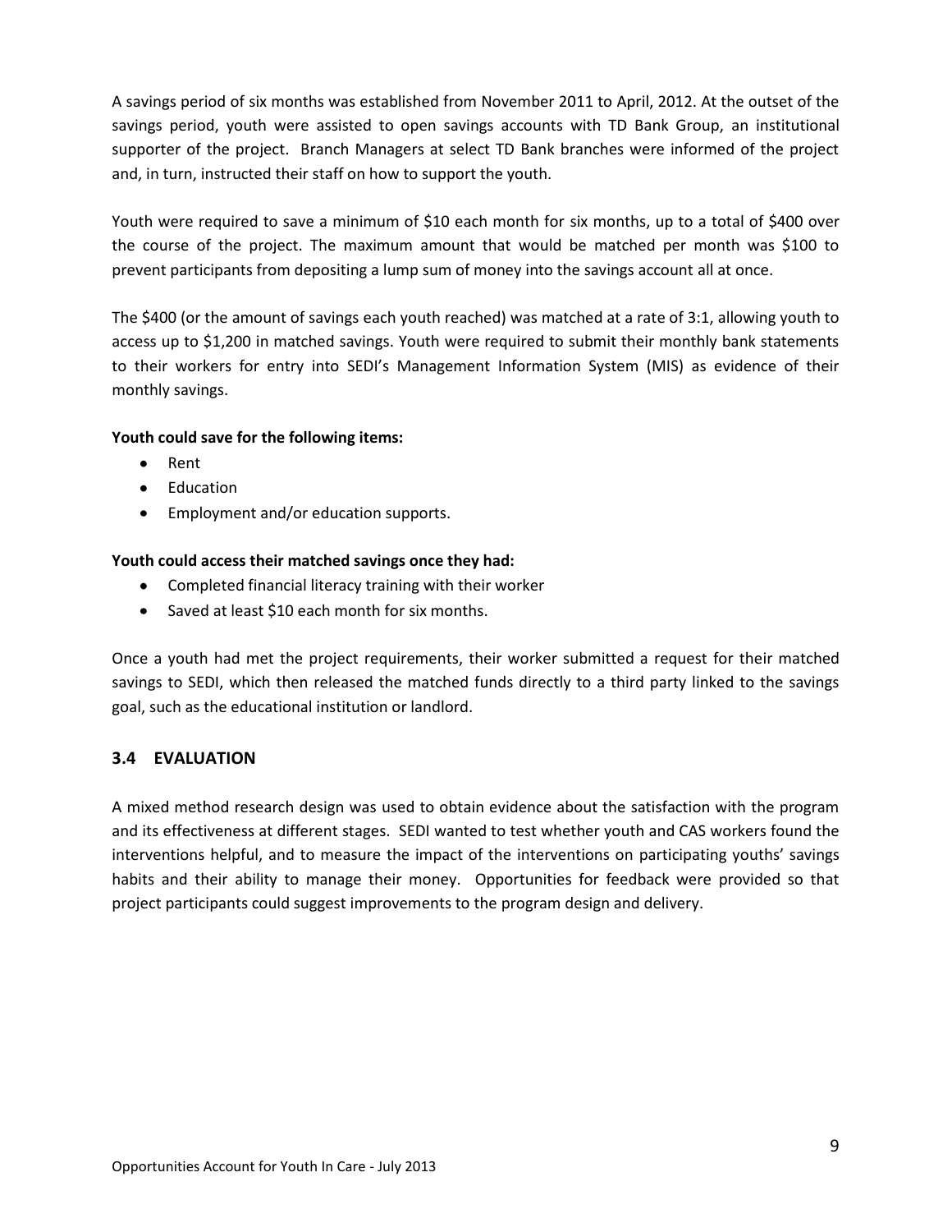A savings period of six months was established from November 2011 to April, 2012. At the outset of the savings period, youth were assisted to open savings accounts with TD Bank Group, an institutional supporter of the project. Branch Managers at select TD Bank branches were informed of the project and, in turn, instructed their staff on how to support the youth.

Youth were required to save a minimum of $10 each month for six months, up to a total of $400 over the course of the project. The maximum amount that would be matched per month was $100 to prevent participants from depositing a lump sum of money into the savings account all at once.

The $400 (or the amount of savings each youth reached) was matched at a rate of 3:1, allowing youth to access up to $1,200 in matched savings. Youth were required to submit their monthly bank statements to their workers for entry into SEDI's Management Information System (MIS) as evidence of their monthly savings.

**Youth could save for the following items:**

- Rent
- Education
- Employment and/or education supports.

**Youth could access their matched savings once they had:**

- Completed financial literacy training with their worker
- Saved at least $10 each month for six months.

Once a youth had met the project requirements, their worker submitted a request for their matched savings to SEDI, which then released the matched funds directly to a third party linked to the savings goal, such as the educational institution or landlord.

### 3.4 EVALUATION

A mixed method research design was used to obtain evidence about the satisfaction with the program and its effectiveness at different stages. SEDI wanted to test whether youth and CAS workers found the interventions helpful, and to measure the impact of the interventions on participating youths' savings habits and their ability to manage their money. Opportunities for feedback were provided so that project participants could suggest improvements to the program design and delivery.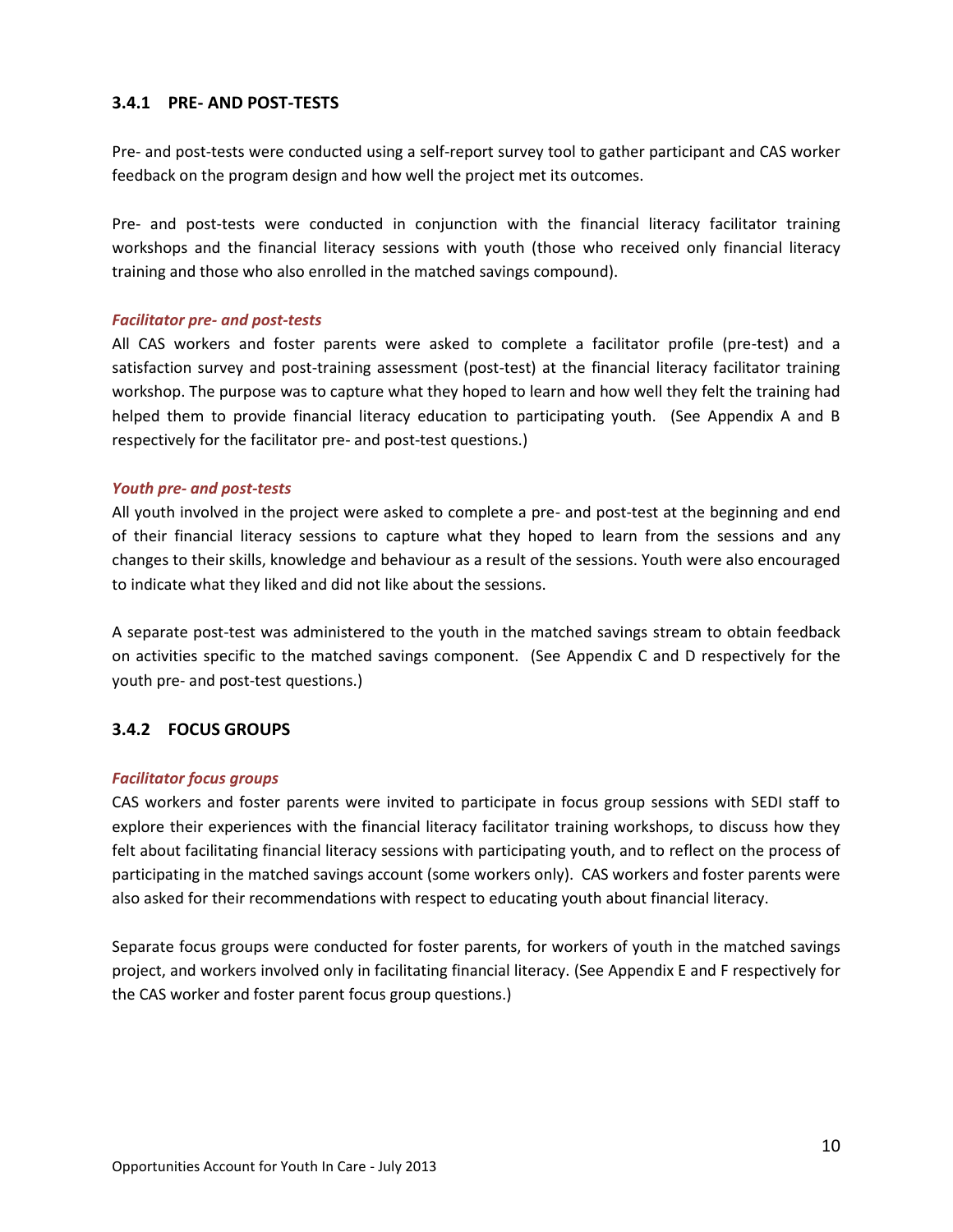### 3.4.1 PRE- AND POST-TESTS

Pre- and post-tests were conducted using a self-report survey tool to gather participant and CAS worker feedback on the program design and how well the project met its outcomes.

Pre- and post-tests were conducted in conjunction with the financial literacy facilitator training workshops and the financial literacy sessions with youth (those who received only financial literacy training and those who also enrolled in the matched savings compound).

***Facilitator pre- and post-tests***

All CAS workers and foster parents were asked to complete a facilitator profile (pre-test) and a satisfaction survey and post-training assessment (post-test) at the financial literacy facilitator training workshop. The purpose was to capture what they hoped to learn and how well they felt the training had helped them to provide financial literacy education to participating youth. (See Appendix A and B respectively for the facilitator pre- and post-test questions.)

***Youth pre- and post-tests***

All youth involved in the project were asked to complete a pre- and post-test at the beginning and end of their financial literacy sessions to capture what they hoped to learn from the sessions and any changes to their skills, knowledge and behaviour as a result of the sessions. Youth were also encouraged to indicate what they liked and did not like about the sessions.

A separate post-test was administered to the youth in the matched savings stream to obtain feedback on activities specific to the matched savings component. (See Appendix C and D respectively for the youth pre- and post-test questions.)

### 3.4.2 FOCUS GROUPS

***Facilitator focus groups***

CAS workers and foster parents were invited to participate in focus group sessions with SEDI staff to explore their experiences with the financial literacy facilitator training workshops, to discuss how they felt about facilitating financial literacy sessions with participating youth, and to reflect on the process of participating in the matched savings account (some workers only). CAS workers and foster parents were also asked for their recommendations with respect to educating youth about financial literacy.

Separate focus groups were conducted for foster parents, for workers of youth in the matched savings project, and workers involved only in facilitating financial literacy. (See Appendix E and F respectively for the CAS worker and foster parent focus group questions.)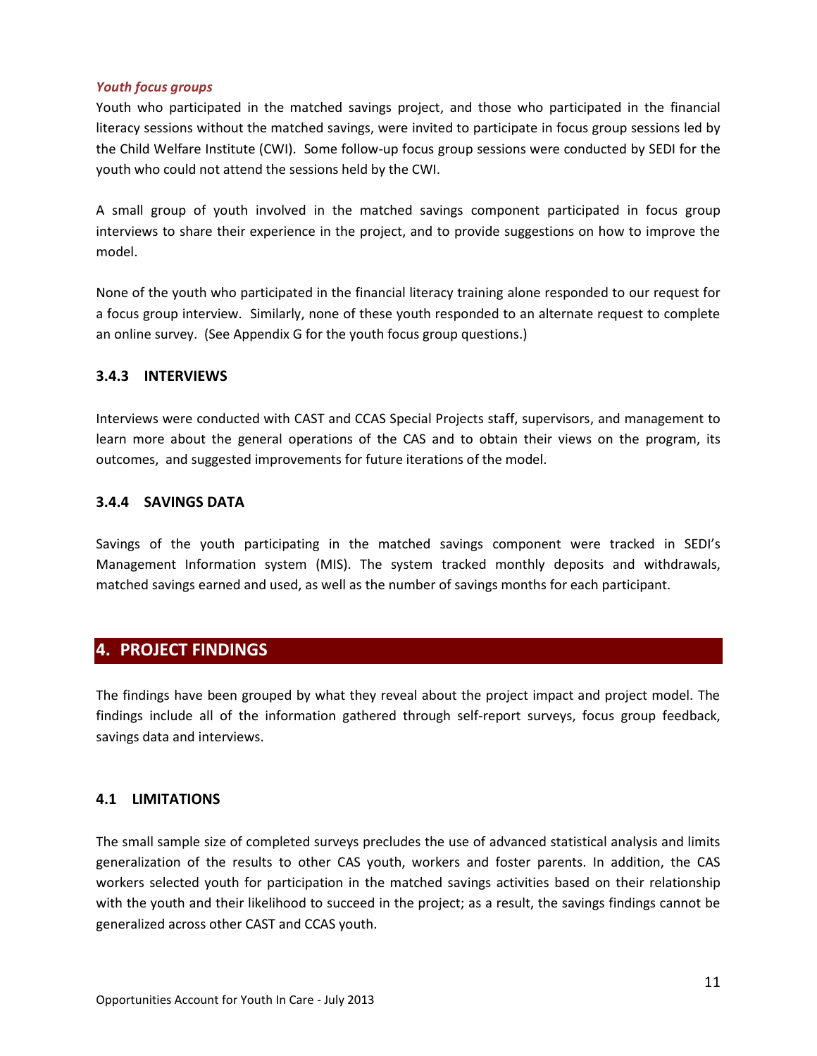*Youth focus groups*

Youth who participated in the matched savings project, and those who participated in the financial literacy sessions without the matched savings, were invited to participate in focus group sessions led by the Child Welfare Institute (CWI). Some follow-up focus group sessions were conducted by SEDI for the youth who could not attend the sessions held by the CWI.

A small group of youth involved in the matched savings component participated in focus group interviews to share their experience in the project, and to provide suggestions on how to improve the model.

None of the youth who participated in the financial literacy training alone responded to our request for a focus group interview. Similarly, none of these youth responded to an alternate request to complete an online survey. (See Appendix G for the youth focus group questions.)

### 3.4.3 INTERVIEWS

Interviews were conducted with CAST and CCAS Special Projects staff, supervisors, and management to learn more about the general operations of the CAS and to obtain their views on the program, its outcomes, and suggested improvements for future iterations of the model.

### 3.4.4 SAVINGS DATA

Savings of the youth participating in the matched savings component were tracked in SEDI's Management Information system (MIS). The system tracked monthly deposits and withdrawals, matched savings earned and used, as well as the number of savings months for each participant.

## 4. PROJECT FINDINGS

The findings have been grouped by what they reveal about the project impact and project model. The findings include all of the information gathered through self-report surveys, focus group feedback, savings data and interviews.

### 4.1 LIMITATIONS

The small sample size of completed surveys precludes the use of advanced statistical analysis and limits generalization of the results to other CAS youth, workers and foster parents. In addition, the CAS workers selected youth for participation in the matched savings activities based on their relationship with the youth and their likelihood to succeed in the project; as a result, the savings findings cannot be generalized across other CAST and CCAS youth.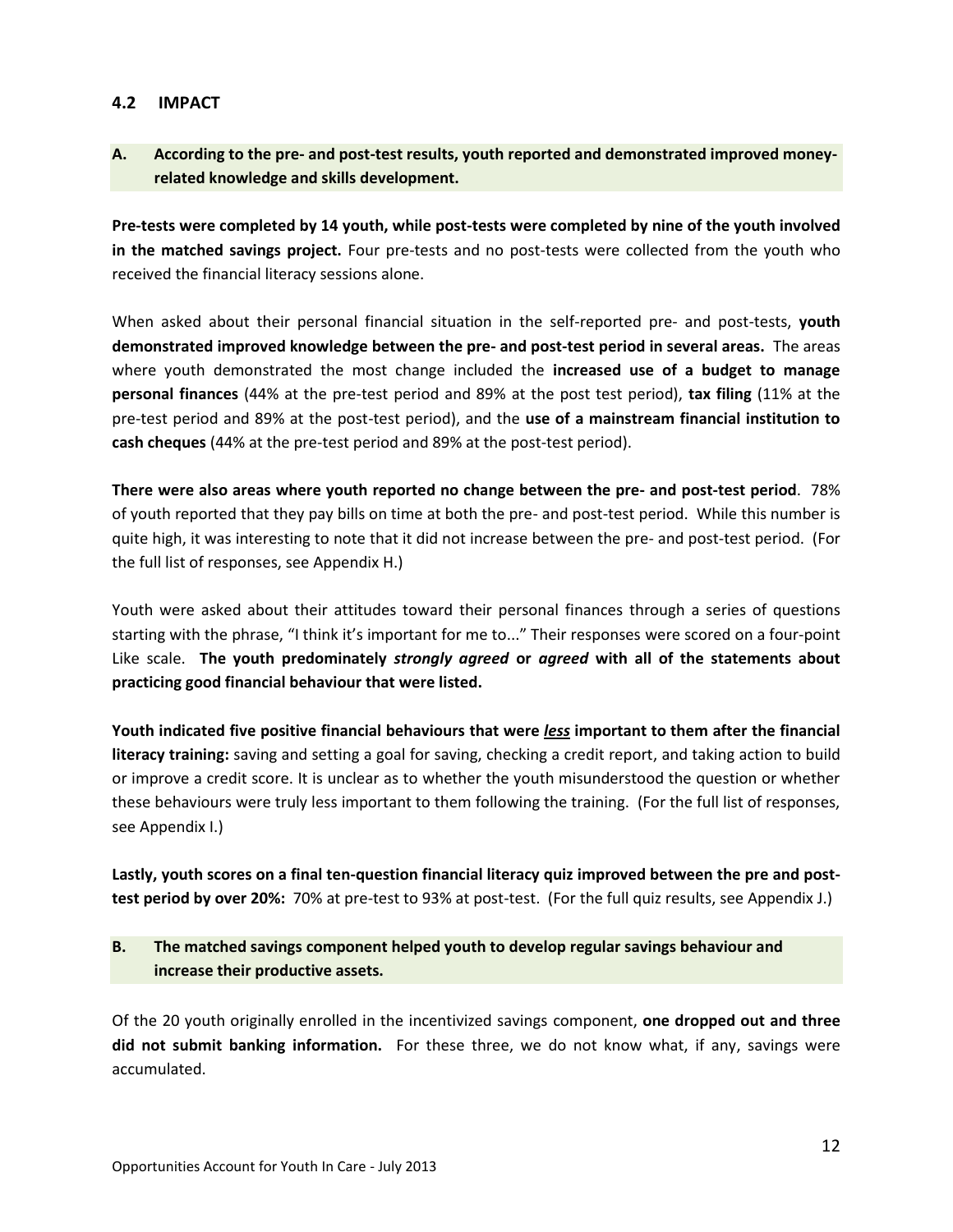## 4.2 IMPACT

**A. According to the pre- and post-test results, youth reported and demonstrated improved money-related knowledge and skills development.**

**Pre-tests were completed by 14 youth, while post-tests were completed by nine of the youth involved in the matched savings project.** Four pre-tests and no post-tests were collected from the youth who received the financial literacy sessions alone.

When asked about their personal financial situation in the self-reported pre- and post-tests, **youth demonstrated improved knowledge between the pre- and post-test period in several areas.** The areas where youth demonstrated the most change included the **increased use of a budget to manage personal finances** (44% at the pre-test period and 89% at the post test period), **tax filing** (11% at the pre-test period and 89% at the post-test period), and the **use of a mainstream financial institution to cash cheques** (44% at the pre-test period and 89% at the post-test period).

**There were also areas where youth reported no change between the pre- and post-test period**. 78% of youth reported that they pay bills on time at both the pre- and post-test period. While this number is quite high, it was interesting to note that it did not increase between the pre- and post-test period. (For the full list of responses, see Appendix H.)

Youth were asked about their attitudes toward their personal finances through a series of questions starting with the phrase, "I think it's important for me to..." Their responses were scored on a four-point Like scale. **The youth predominately *strongly agreed* or *agreed* with all of the statements about practicing good financial behaviour that were listed.**

**Youth indicated five positive financial behaviours that were *<u>less</u>* important to them after the financial literacy training:** saving and setting a goal for saving, checking a credit report, and taking action to build or improve a credit score. It is unclear as to whether the youth misunderstood the question or whether these behaviours were truly less important to them following the training. (For the full list of responses, see Appendix I.)

**Lastly, youth scores on a final ten-question financial literacy quiz improved between the pre and post-test period by over 20%:** 70% at pre-test to 93% at post-test. (For the full quiz results, see Appendix J.)

**B. The matched savings component helped youth to develop regular savings behaviour and increase their productive assets.**

Of the 20 youth originally enrolled in the incentivized savings component, **one dropped out and three did not submit banking information.** For these three, we do not know what, if any, savings were accumulated.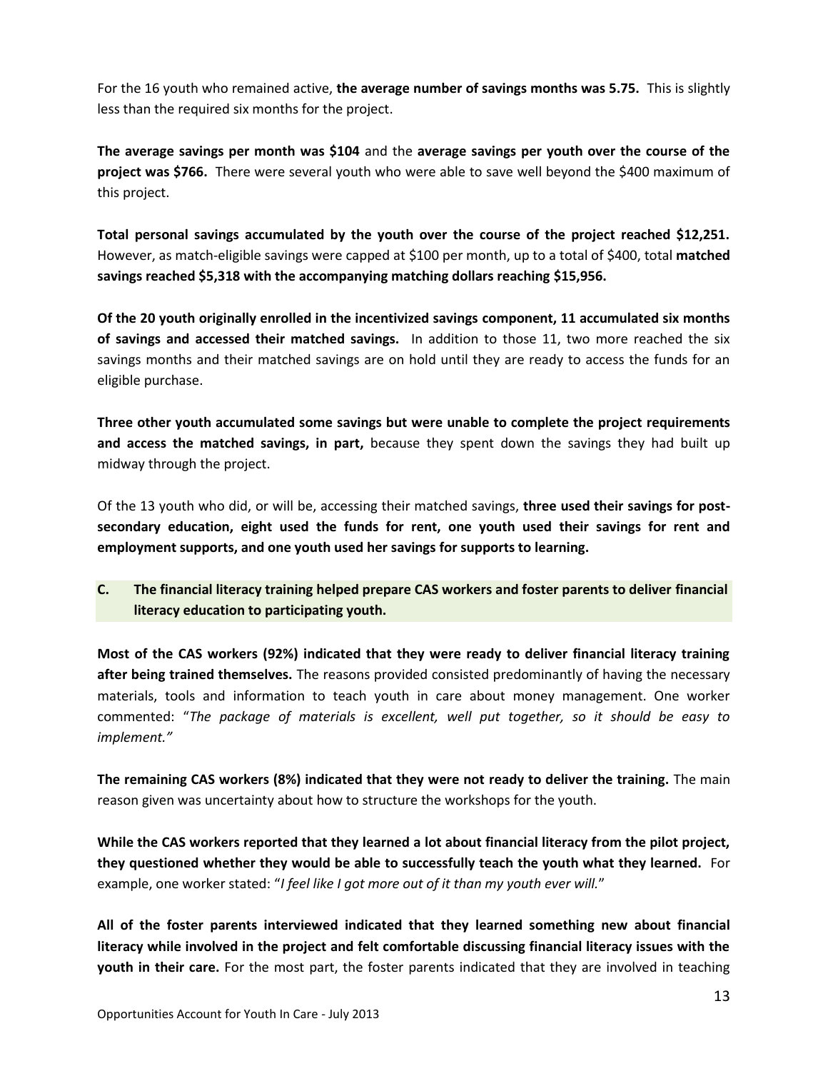For the 16 youth who remained active, **the average number of savings months was 5.75.** This is slightly less than the required six months for the project.

**The average savings per month was $104** and the **average savings per youth over the course of the project was $766.** There were several youth who were able to save well beyond the $400 maximum of this project.

**Total personal savings accumulated by the youth over the course of the project reached $12,251.** However, as match-eligible savings were capped at $100 per month, up to a total of $400, total **matched savings reached $5,318 with the accompanying matching dollars reaching $15,956.**

**Of the 20 youth originally enrolled in the incentivized savings component, 11 accumulated six months of savings and accessed their matched savings.** In addition to those 11, two more reached the six savings months and their matched savings are on hold until they are ready to access the funds for an eligible purchase.

**Three other youth accumulated some savings but were unable to complete the project requirements and access the matched savings, in part,** because they spent down the savings they had built up midway through the project.

Of the 13 youth who did, or will be, accessing their matched savings, **three used their savings for post-secondary education, eight used the funds for rent, one youth used their savings for rent and employment supports, and one youth used her savings for supports to learning.**

### C. The financial literacy training helped prepare CAS workers and foster parents to deliver financial literacy education to participating youth.

**Most of the CAS workers (92%) indicated that they were ready to deliver financial literacy training after being trained themselves.** The reasons provided consisted predominantly of having the necessary materials, tools and information to teach youth in care about money management. One worker commented: "*The package of materials is excellent, well put together, so it should be easy to implement.*"

**The remaining CAS workers (8%) indicated that they were not ready to deliver the training.** The main reason given was uncertainty about how to structure the workshops for the youth.

**While the CAS workers reported that they learned a lot about financial literacy from the pilot project, they questioned whether they would be able to successfully teach the youth what they learned.** For example, one worker stated: "*I feel like I got more out of it than my youth ever will.*"

**All of the foster parents interviewed indicated that they learned something new about financial literacy while involved in the project and felt comfortable discussing financial literacy issues with the youth in their care.** For the most part, the foster parents indicated that they are involved in teaching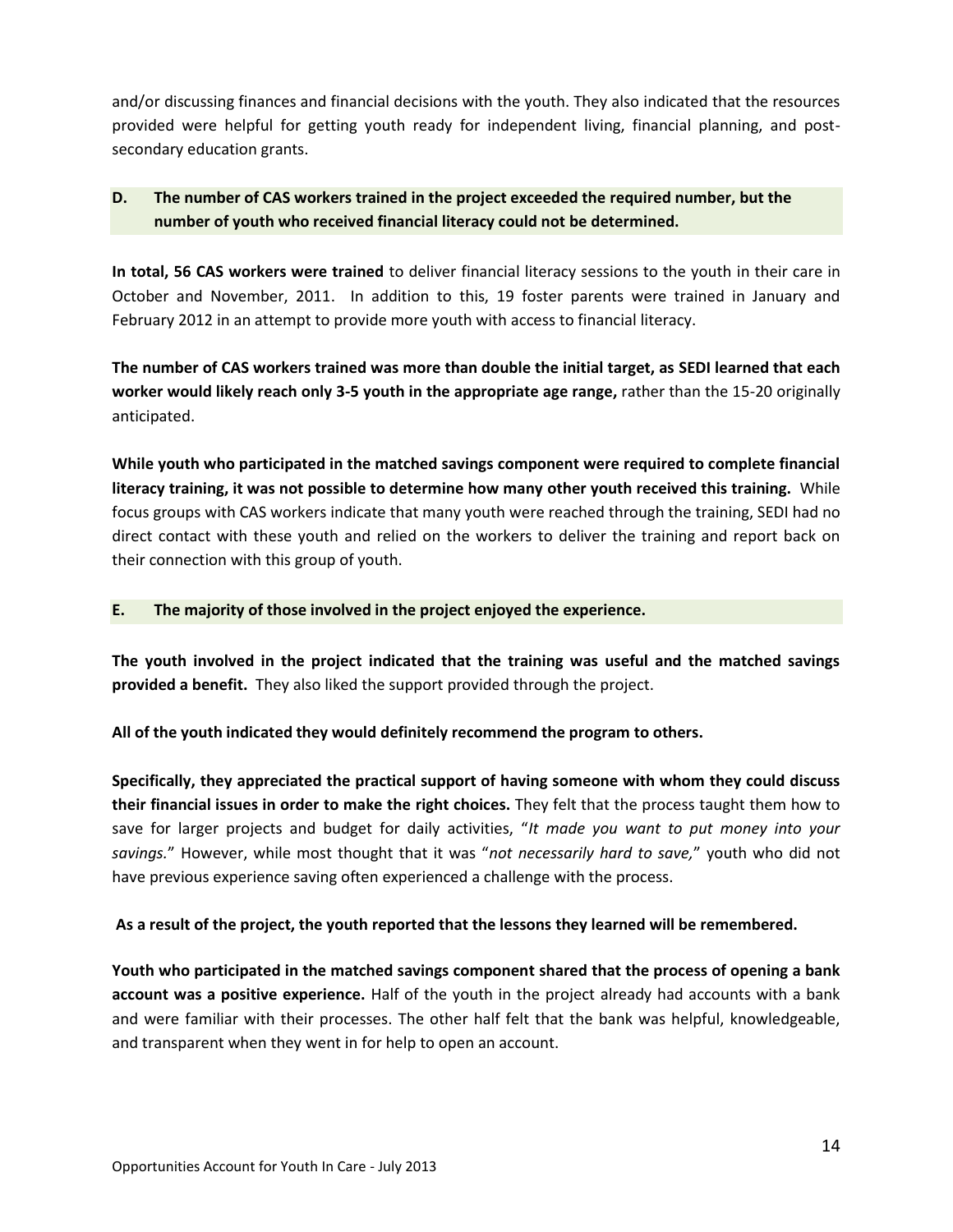and/or discussing finances and financial decisions with the youth. They also indicated that the resources provided were helpful for getting youth ready for independent living, financial planning, and post-secondary education grants.

### D. The number of CAS workers trained in the project exceeded the required number, but the number of youth who received financial literacy could not be determined.

**In total, 56 CAS workers were trained** to deliver financial literacy sessions to the youth in their care in October and November, 2011. In addition to this, 19 foster parents were trained in January and February 2012 in an attempt to provide more youth with access to financial literacy.

**The number of CAS workers trained was more than double the initial target, as SEDI learned that each worker would likely reach only 3-5 youth in the appropriate age range,** rather than the 15-20 originally anticipated.

**While youth who participated in the matched savings component were required to complete financial literacy training, it was not possible to determine how many other youth received this training.** While focus groups with CAS workers indicate that many youth were reached through the training, SEDI had no direct contact with these youth and relied on the workers to deliver the training and report back on their connection with this group of youth.

### E. The majority of those involved in the project enjoyed the experience.

**The youth involved in the project indicated that the training was useful and the matched savings provided a benefit.** They also liked the support provided through the project.

**All of the youth indicated they would definitely recommend the program to others.**

**Specifically, they appreciated the practical support of having someone with whom they could discuss their financial issues in order to make the right choices.** They felt that the process taught them how to save for larger projects and budget for daily activities, "*It made you want to put money into your savings.*" However, while most thought that it was "*not necessarily hard to save,*" youth who did not have previous experience saving often experienced a challenge with the process.

**As a result of the project, the youth reported that the lessons they learned will be remembered.**

**Youth who participated in the matched savings component shared that the process of opening a bank account was a positive experience.** Half of the youth in the project already had accounts with a bank and were familiar with their processes. The other half felt that the bank was helpful, knowledgeable, and transparent when they went in for help to open an account.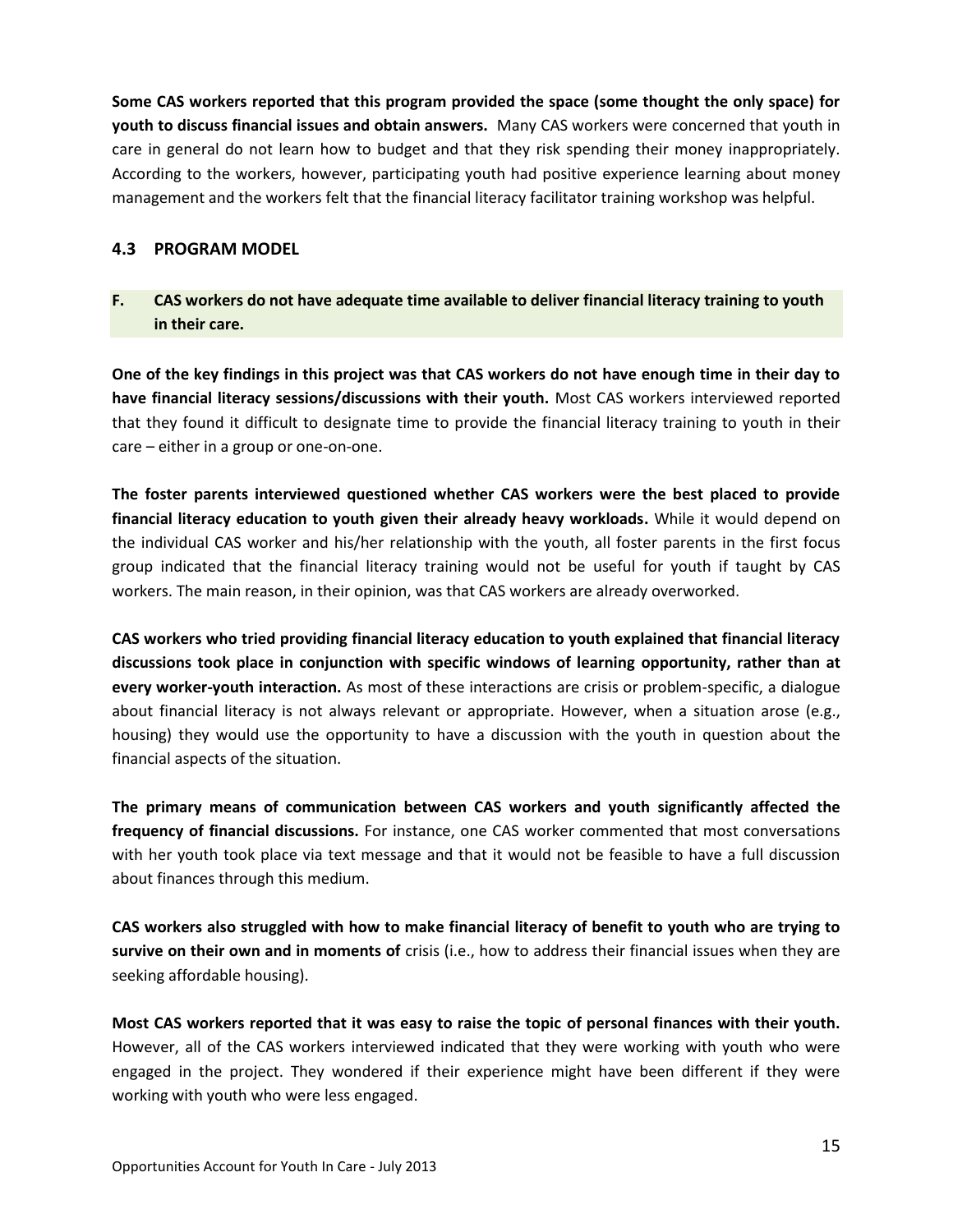**Some CAS workers reported that this program provided the space (some thought the only space) for youth to discuss financial issues and obtain answers.** Many CAS workers were concerned that youth in care in general do not learn how to budget and that they risk spending their money inappropriately. According to the workers, however, participating youth had positive experience learning about money management and the workers felt that the financial literacy facilitator training workshop was helpful.

## 4.3 PROGRAM MODEL

### F. CAS workers do not have adequate time available to deliver financial literacy training to youth in their care.

**One of the key findings in this project was that CAS workers do not have enough time in their day to have financial literacy sessions/discussions with their youth.** Most CAS workers interviewed reported that they found it difficult to designate time to provide the financial literacy training to youth in their care – either in a group or one-on-one.

**The foster parents interviewed questioned whether CAS workers were the best placed to provide financial literacy education to youth given their already heavy workloads.** While it would depend on the individual CAS worker and his/her relationship with the youth, all foster parents in the first focus group indicated that the financial literacy training would not be useful for youth if taught by CAS workers. The main reason, in their opinion, was that CAS workers are already overworked.

**CAS workers who tried providing financial literacy education to youth explained that financial literacy discussions took place in conjunction with specific windows of learning opportunity, rather than at every worker-youth interaction.** As most of these interactions are crisis or problem-specific, a dialogue about financial literacy is not always relevant or appropriate. However, when a situation arose (e.g., housing) they would use the opportunity to have a discussion with the youth in question about the financial aspects of the situation.

**The primary means of communication between CAS workers and youth significantly affected the frequency of financial discussions.** For instance, one CAS worker commented that most conversations with her youth took place via text message and that it would not be feasible to have a full discussion about finances through this medium.

**CAS workers also struggled with how to make financial literacy of benefit to youth who are trying to survive on their own and in moments of** crisis (i.e., how to address their financial issues when they are seeking affordable housing).

**Most CAS workers reported that it was easy to raise the topic of personal finances with their youth.** However, all of the CAS workers interviewed indicated that they were working with youth who were engaged in the project. They wondered if their experience might have been different if they were working with youth who were less engaged.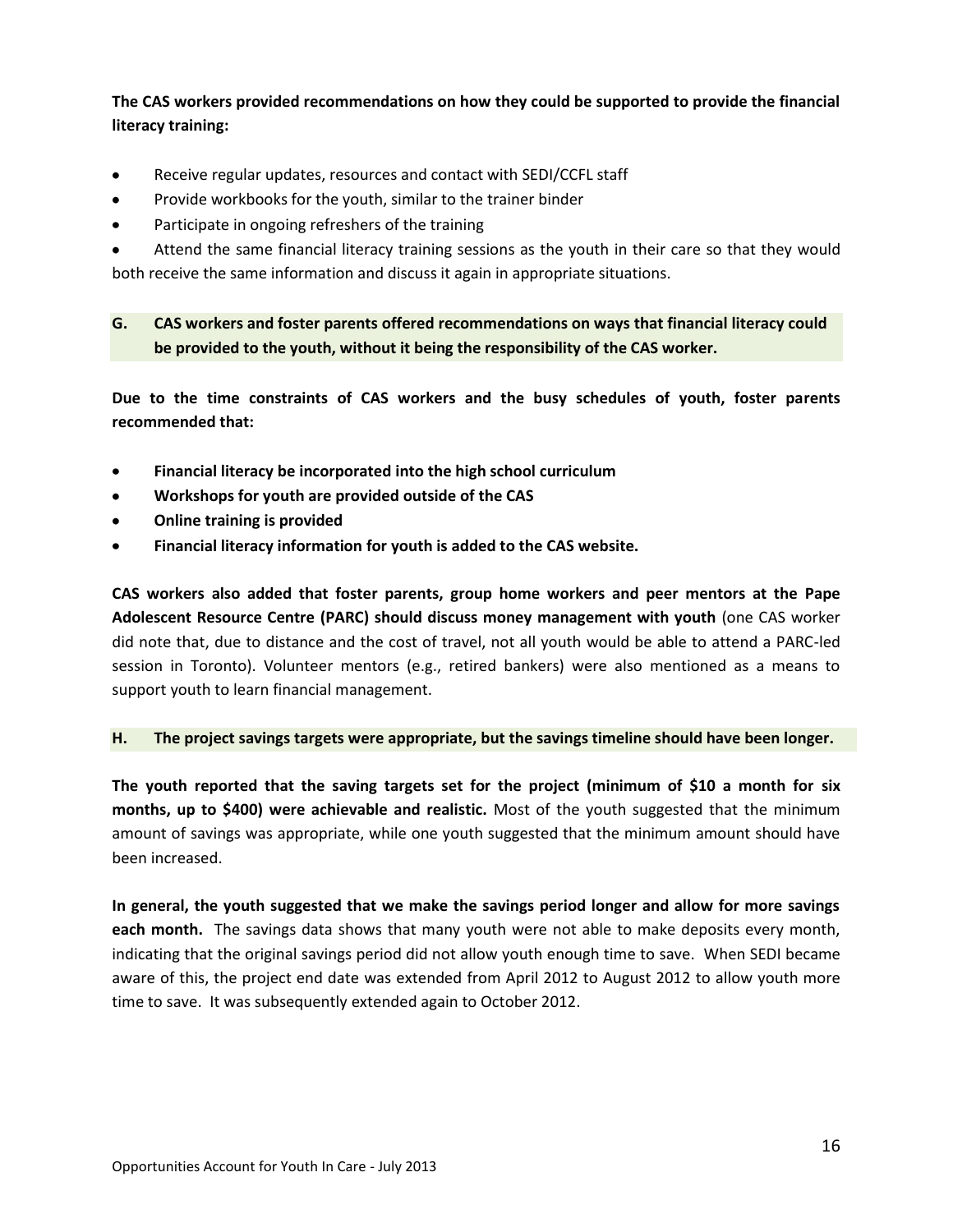**The CAS workers provided recommendations on how they could be supported to provide the financial literacy training:**

- Receive regular updates, resources and contact with SEDI/CCFL staff
- Provide workbooks for the youth, similar to the trainer binder
- Participate in ongoing refreshers of the training
- Attend the same financial literacy training sessions as the youth in their care so that they would both receive the same information and discuss it again in appropriate situations.

### G. CAS workers and foster parents offered recommendations on ways that financial literacy could be provided to the youth, without it being the responsibility of the CAS worker.

**Due to the time constraints of CAS workers and the busy schedules of youth, foster parents recommended that:**

- **Financial literacy be incorporated into the high school curriculum**
- **Workshops for youth are provided outside of the CAS**
- **Online training is provided**
- **Financial literacy information for youth is added to the CAS website.**

**CAS workers also added that foster parents, group home workers and peer mentors at the Pape Adolescent Resource Centre (PARC) should discuss money management with youth** (one CAS worker did note that, due to distance and the cost of travel, not all youth would be able to attend a PARC-led session in Toronto). Volunteer mentors (e.g., retired bankers) were also mentioned as a means to support youth to learn financial management.

### H. The project savings targets were appropriate, but the savings timeline should have been longer.

**The youth reported that the saving targets set for the project (minimum of $10 a month for six months, up to $400) were achievable and realistic.** Most of the youth suggested that the minimum amount of savings was appropriate, while one youth suggested that the minimum amount should have been increased.

**In general, the youth suggested that we make the savings period longer and allow for more savings each month.** The savings data shows that many youth were not able to make deposits every month, indicating that the original savings period did not allow youth enough time to save. When SEDI became aware of this, the project end date was extended from April 2012 to August 2012 to allow youth more time to save. It was subsequently extended again to October 2012.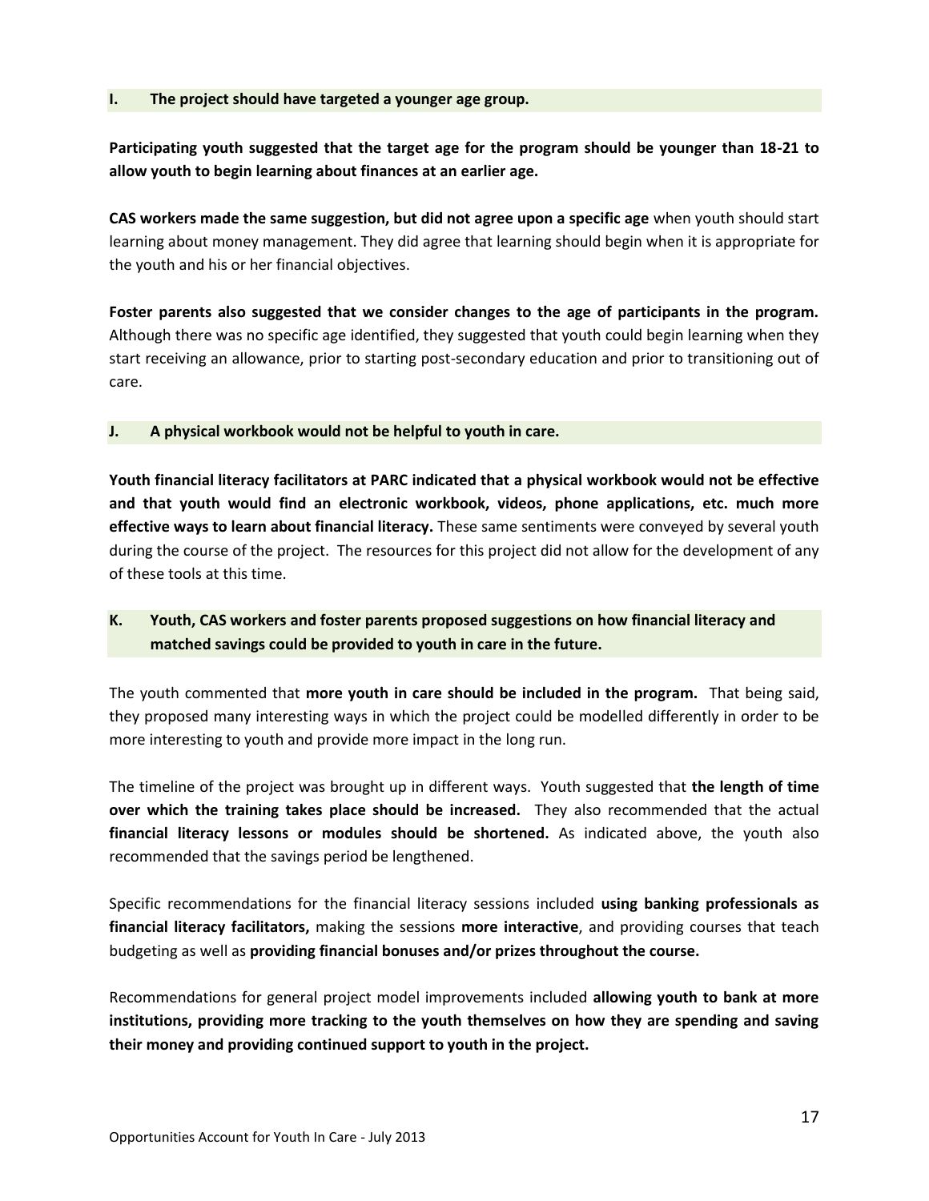### I. The project should have targeted a younger age group.

**Participating youth suggested that the target age for the program should be younger than 18-21 to allow youth to begin learning about finances at an earlier age.**

**CAS workers made the same suggestion, but did not agree upon a specific age** when youth should start learning about money management. They did agree that learning should begin when it is appropriate for the youth and his or her financial objectives.

**Foster parents also suggested that we consider changes to the age of participants in the program.** Although there was no specific age identified, they suggested that youth could begin learning when they start receiving an allowance, prior to starting post-secondary education and prior to transitioning out of care.

### J. A physical workbook would not be helpful to youth in care.

**Youth financial literacy facilitators at PARC indicated that a physical workbook would not be effective and that youth would find an electronic workbook, videos, phone applications, etc. much more effective ways to learn about financial literacy.** These same sentiments were conveyed by several youth during the course of the project. The resources for this project did not allow for the development of any of these tools at this time.

### K. Youth, CAS workers and foster parents proposed suggestions on how financial literacy and matched savings could be provided to youth in care in the future.

The youth commented that **more youth in care should be included in the program.** That being said, they proposed many interesting ways in which the project could be modelled differently in order to be more interesting to youth and provide more impact in the long run.

The timeline of the project was brought up in different ways. Youth suggested that **the length of time over which the training takes place should be increased.** They also recommended that the actual **financial literacy lessons or modules should be shortened.** As indicated above, the youth also recommended that the savings period be lengthened.

Specific recommendations for the financial literacy sessions included **using banking professionals as financial literacy facilitators,** making the sessions **more interactive**, and providing courses that teach budgeting as well as **providing financial bonuses and/or prizes throughout the course.**

Recommendations for general project model improvements included **allowing youth to bank at more institutions, providing more tracking to the youth themselves on how they are spending and saving their money and providing continued support to youth in the project.**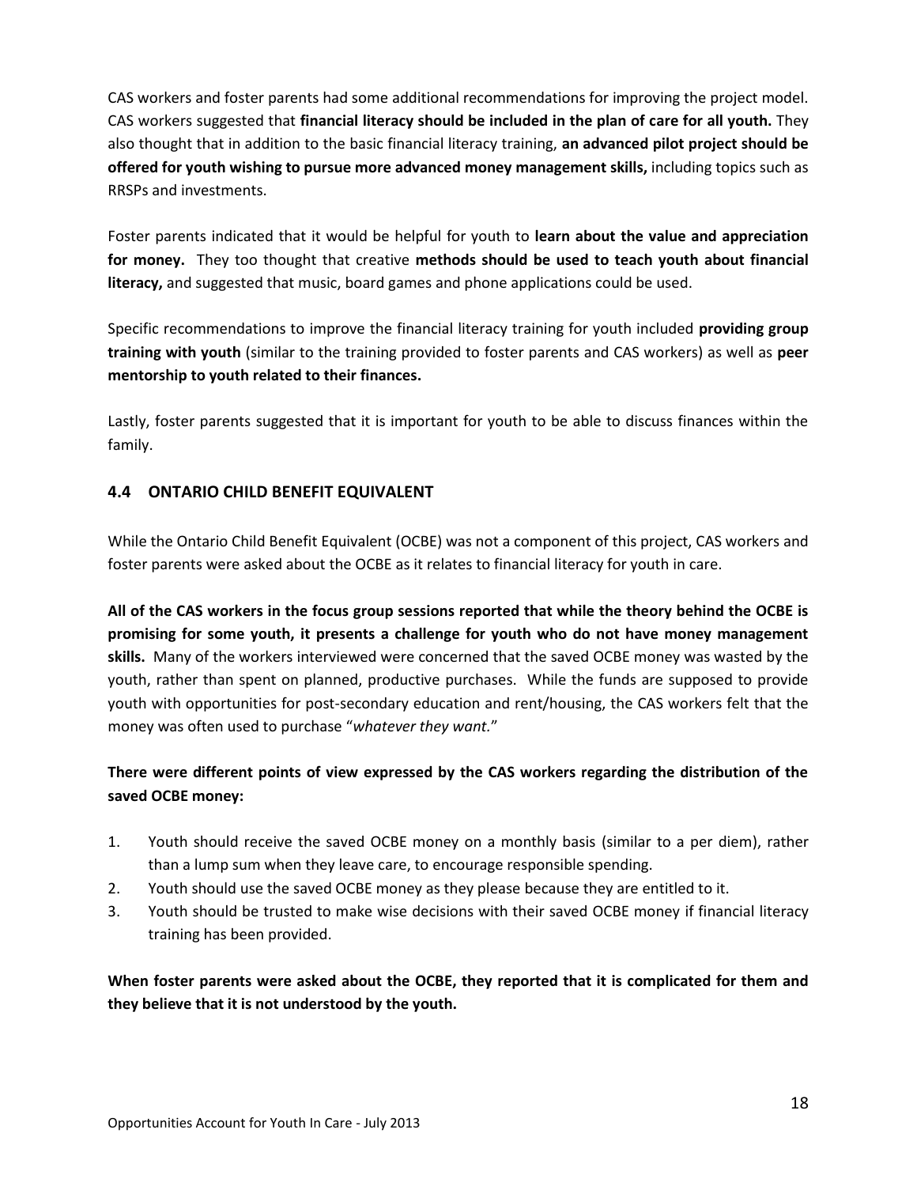CAS workers and foster parents had some additional recommendations for improving the project model. CAS workers suggested that **financial literacy should be included in the plan of care for all youth.** They also thought that in addition to the basic financial literacy training, **an advanced pilot project should be offered for youth wishing to pursue more advanced money management skills,** including topics such as RRSPs and investments.

Foster parents indicated that it would be helpful for youth to **learn about the value and appreciation for money.** They too thought that creative **methods should be used to teach youth about financial literacy,** and suggested that music, board games and phone applications could be used.

Specific recommendations to improve the financial literacy training for youth included **providing group training with youth** (similar to the training provided to foster parents and CAS workers) as well as **peer mentorship to youth related to their finances.**

Lastly, foster parents suggested that it is important for youth to be able to discuss finances within the family.

## 4.4 ONTARIO CHILD BENEFIT EQUIVALENT

While the Ontario Child Benefit Equivalent (OCBE) was not a component of this project, CAS workers and foster parents were asked about the OCBE as it relates to financial literacy for youth in care.

**All of the CAS workers in the focus group sessions reported that while the theory behind the OCBE is promising for some youth, it presents a challenge for youth who do not have money management skills.** Many of the workers interviewed were concerned that the saved OCBE money was wasted by the youth, rather than spent on planned, productive purchases. While the funds are supposed to provide youth with opportunities for post-secondary education and rent/housing, the CAS workers felt that the money was often used to purchase "*whatever they want.*"

**There were different points of view expressed by the CAS workers regarding the distribution of the saved OCBE money:**

1. Youth should receive the saved OCBE money on a monthly basis (similar to a per diem), rather than a lump sum when they leave care, to encourage responsible spending.
2. Youth should use the saved OCBE money as they please because they are entitled to it.
3. Youth should be trusted to make wise decisions with their saved OCBE money if financial literacy training has been provided.

**When foster parents were asked about the OCBE, they reported that it is complicated for them and they believe that it is not understood by the youth.**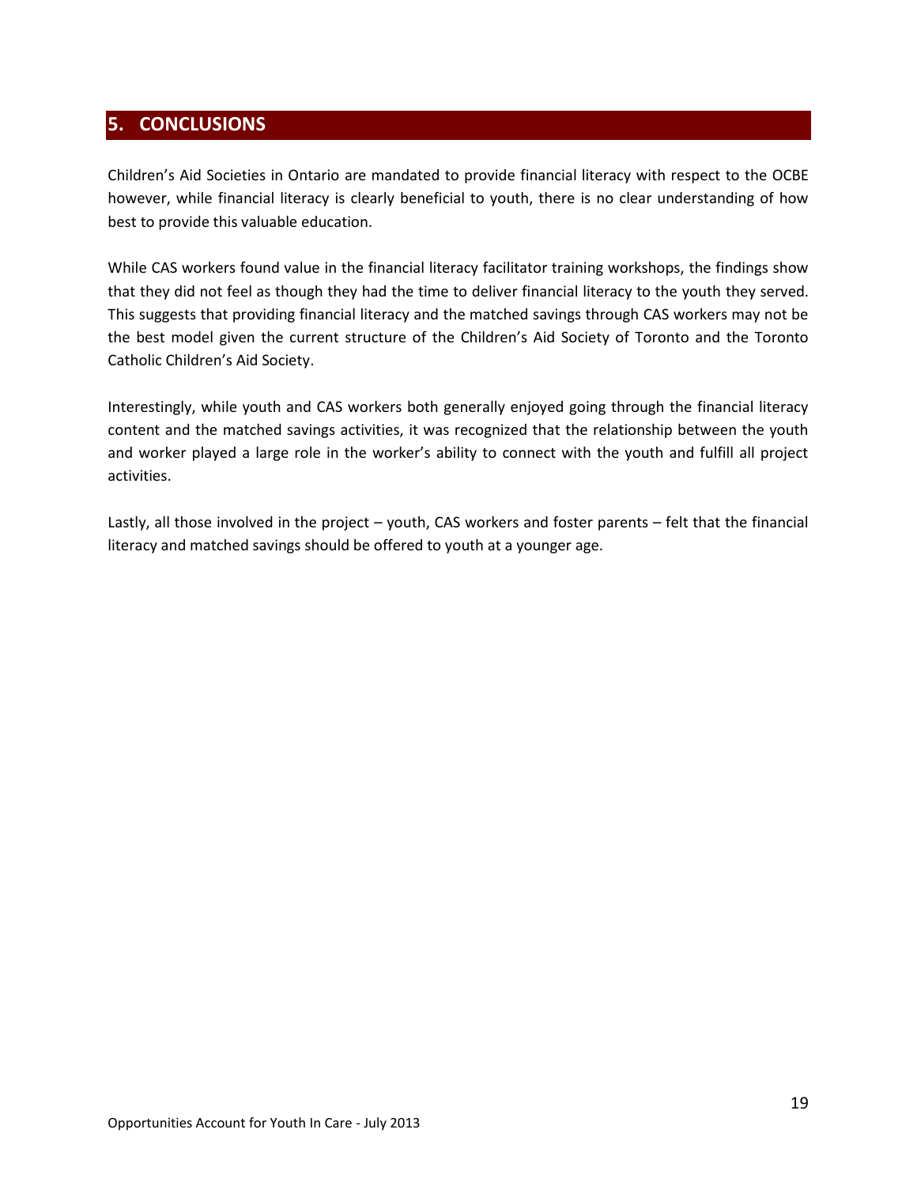## 5. CONCLUSIONS

Children's Aid Societies in Ontario are mandated to provide financial literacy with respect to the OCBE however, while financial literacy is clearly beneficial to youth, there is no clear understanding of how best to provide this valuable education.

While CAS workers found value in the financial literacy facilitator training workshops, the findings show that they did not feel as though they had the time to deliver financial literacy to the youth they served. This suggests that providing financial literacy and the matched savings through CAS workers may not be the best model given the current structure of the Children's Aid Society of Toronto and the Toronto Catholic Children's Aid Society.

Interestingly, while youth and CAS workers both generally enjoyed going through the financial literacy content and the matched savings activities, it was recognized that the relationship between the youth and worker played a large role in the worker's ability to connect with the youth and fulfill all project activities.

Lastly, all those involved in the project – youth, CAS workers and foster parents – felt that the financial literacy and matched savings should be offered to youth at a younger age.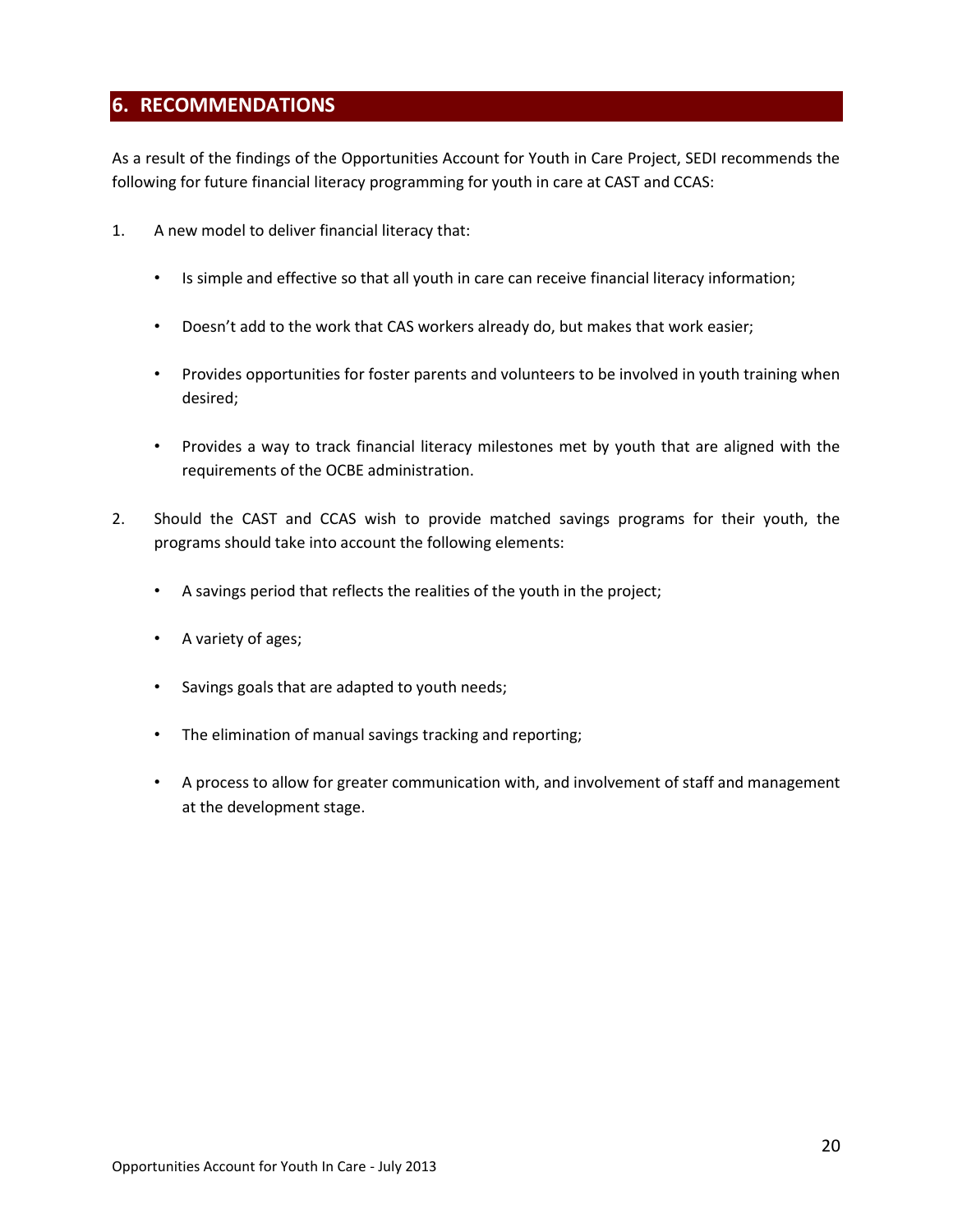## 6. RECOMMENDATIONS

As a result of the findings of the Opportunities Account for Youth in Care Project, SEDI recommends the following for future financial literacy programming for youth in care at CAST and CCAS:

1. A new model to deliver financial literacy that:
   - Is simple and effective so that all youth in care can receive financial literacy information;
   - Doesn't add to the work that CAS workers already do, but makes that work easier;
   - Provides opportunities for foster parents and volunteers to be involved in youth training when desired;
   - Provides a way to track financial literacy milestones met by youth that are aligned with the requirements of the OCBE administration.

2. Should the CAST and CCAS wish to provide matched savings programs for their youth, the programs should take into account the following elements:
   - A savings period that reflects the realities of the youth in the project;
   - A variety of ages;
   - Savings goals that are adapted to youth needs;
   - The elimination of manual savings tracking and reporting;
   - A process to allow for greater communication with, and involvement of staff and management at the development stage.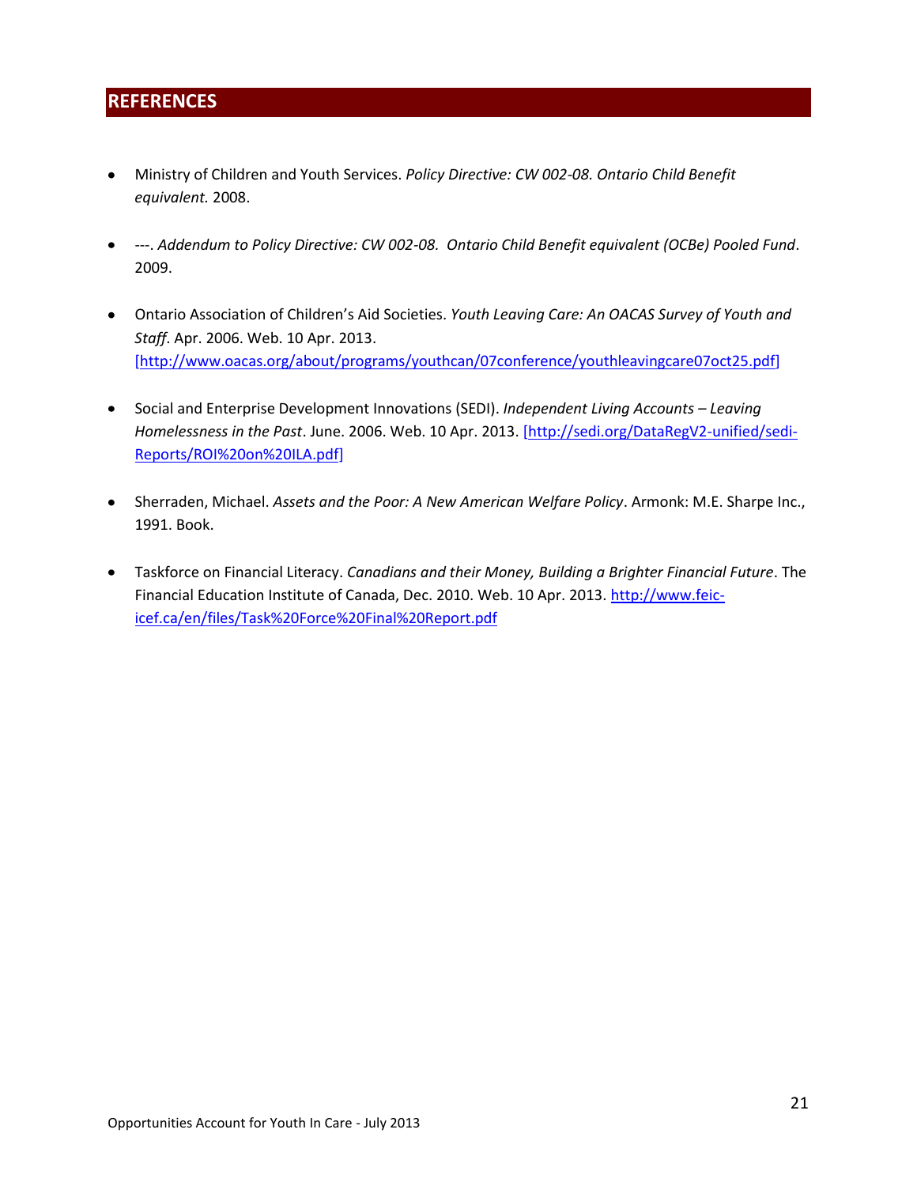## REFERENCES

- Ministry of Children and Youth Services. *Policy Directive: CW 002-08. Ontario Child Benefit equivalent.* 2008.

- ---. *Addendum to Policy Directive: CW 002-08. Ontario Child Benefit equivalent (OCBe) Pooled Fund*. 2009.

- Ontario Association of Children's Aid Societies. *Youth Leaving Care: An OACAS Survey of Youth and Staff*. Apr. 2006. Web. 10 Apr. 2013. [http://www.oacas.org/about/programs/youthcan/07conference/youthleavingcare07oct25.pdf]

- Social and Enterprise Development Innovations (SEDI). *Independent Living Accounts – Leaving Homelessness in the Past*. June. 2006. Web. 10 Apr. 2013. [http://sedi.org/DataRegV2-unified/sedi-Reports/ROI%20on%20ILA.pdf]

- Sherraden, Michael. *Assets and the Poor: A New American Welfare Policy*. Armonk: M.E. Sharpe Inc., 1991. Book.

- Taskforce on Financial Literacy. *Canadians and their Money, Building a Brighter Financial Future*. The Financial Education Institute of Canada, Dec. 2010. Web. 10 Apr. 2013. http://www.feic-icef.ca/en/files/Task%20Force%20Final%20Report.pdf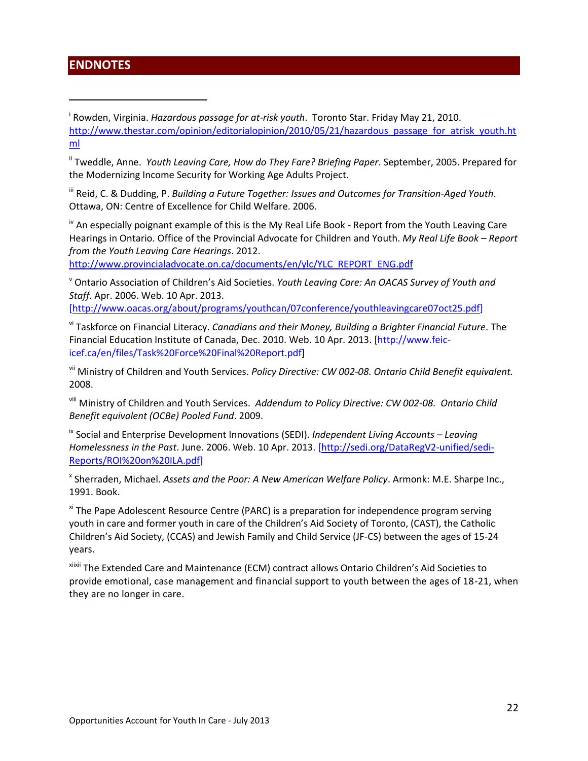## ENDNOTES

[i] Rowden, Virginia. *Hazardous passage for at-risk youth*. Toronto Star. Friday May 21, 2010. http://www.thestar.com/opinion/editorialopinion/2010/05/21/hazardous_passage_for_atrisk_youth.html

[ii] Tweddle, Anne. *Youth Leaving Care, How do They Fare? Briefing Paper*. September, 2005. Prepared for the Modernizing Income Security for Working Age Adults Project.

[iii] Reid, C. & Dudding, P. *Building a Future Together: Issues and Outcomes for Transition-Aged Youth*. Ottawa, ON: Centre of Excellence for Child Welfare. 2006.

[iv] An especially poignant example of this is the My Real Life Book - Report from the Youth Leaving Care Hearings in Ontario. Office of the Provincial Advocate for Children and Youth. *My Real Life Book – Report from the Youth Leaving Care Hearings*. 2012. http://www.provincialadvocate.on.ca/documents/en/ylc/YLC_REPORT_ENG.pdf

[v] Ontario Association of Children's Aid Societies. *Youth Leaving Care: An OACAS Survey of Youth and Staff*. Apr. 2006. Web. 10 Apr. 2013. [http://www.oacas.org/about/programs/youthcan/07conference/youthleavingcare07oct25.pdf]

[vi] Taskforce on Financial Literacy. *Canadians and their Money, Building a Brighter Financial Future*. The Financial Education Institute of Canada, Dec. 2010. Web. 10 Apr. 2013. [http://www.feic-icef.ca/en/files/Task%20Force%20Final%20Report.pdf]

[vii] Ministry of Children and Youth Services. *Policy Directive: CW 002-08. Ontario Child Benefit equivalent.* 2008.

[viii] Ministry of Children and Youth Services. *Addendum to Policy Directive: CW 002-08. Ontario Child Benefit equivalent (OCBe) Pooled Fund*. 2009.

[ix] Social and Enterprise Development Innovations (SEDI). *Independent Living Accounts – Leaving Homelessness in the Past*. June. 2006. Web. 10 Apr. 2013. [http://sedi.org/DataRegV2-unified/sedi-Reports/ROI%20on%20ILA.pdf]

[x] Sherraden, Michael. *Assets and the Poor: A New American Welfare Policy*. Armonk: M.E. Sharpe Inc., 1991. Book.

[xi] The Pape Adolescent Resource Centre (PARC) is a preparation for independence program serving youth in care and former youth in care of the Children's Aid Society of Toronto, (CAST), the Catholic Children's Aid Society, (CCAS) and Jewish Family and Child Service (JF-CS) between the ages of 15-24 years.

[xiixii] The Extended Care and Maintenance (ECM) contract allows Ontario Children's Aid Societies to provide emotional, case management and financial support to youth between the ages of 18-21, when they are no longer in care.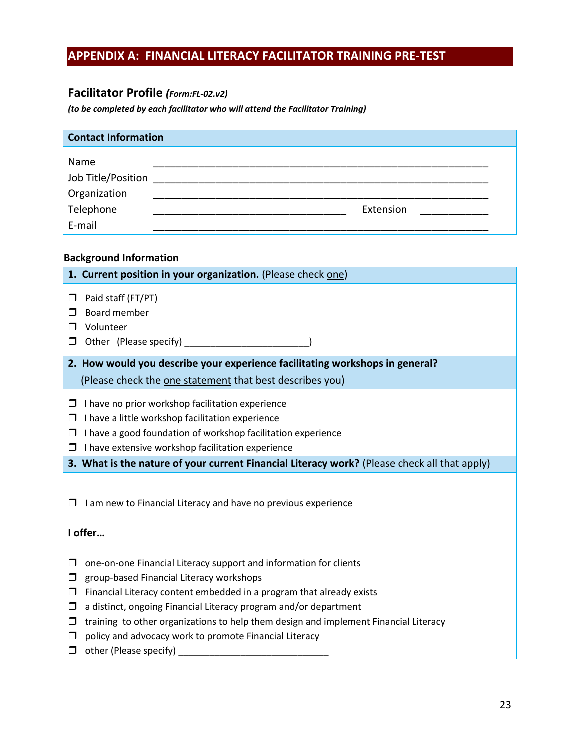# APPENDIX A: FINANCIAL LITERACY FACILITATOR TRAINING PRE-TEST

## Facilitator Profile *(Form:FL-02.v2)*

***(to be completed by each facilitator who will attend the Facilitator Training)***

**Contact Information**

Name ______________________________________________________________

Job Title/Position ______________________________________________________________

Organization ______________________________________________________________

Telephone ___________________________________ Extension ____________

E-mail ______________________________________________________________

**Background Information**

**1. Current position in your organization.** (Please check one)

- ❒ Paid staff (FT/PT)
- ❒ Board member
- ❒ Volunteer
- ❒ Other (Please specify) ________________________)

**2. How would you describe your experience facilitating workshops in general?**
(Please check the one statement that best describes you)

- ❒ I have no prior workshop facilitation experience
- ❒ I have a little workshop facilitation experience
- ❒ I have a good foundation of workshop facilitation experience
- ❒ I have extensive workshop facilitation experience

**3. What is the nature of your current Financial Literacy work?** (Please check all that apply)

- ❒ I am new to Financial Literacy and have no previous experience

**I offer…**

- ❒ one-on-one Financial Literacy support and information for clients
- ❒ group-based Financial Literacy workshops
- ❒ Financial Literacy content embedded in a program that already exists
- ❒ a distinct, ongoing Financial Literacy program and/or department
- ❒ training to other organizations to help them design and implement Financial Literacy
- ❒ policy and advocacy work to promote Financial Literacy
- ❒ other (Please specify) ______________________________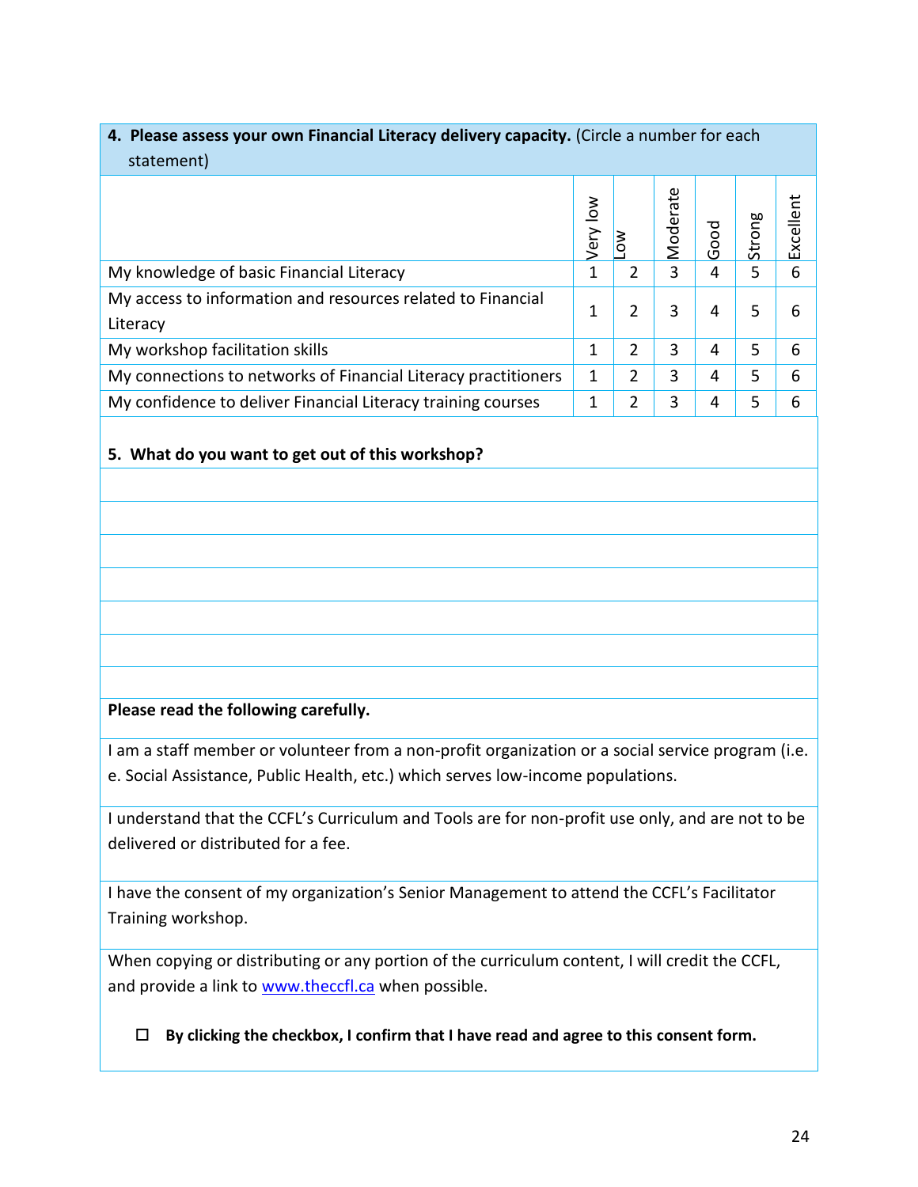**4. Please assess your own Financial Literacy delivery capacity.** (Circle a number for each statement)

| | Very low | Low | Moderate | Good | Strong | Excellent |
|---|---|---|---|---|---|---|
| My knowledge of basic Financial Literacy | 1 | 2 | 3 | 4 | 5 | 6 |
| My access to information and resources related to Financial Literacy | 1 | 2 | 3 | 4 | 5 | 6 |
| My workshop facilitation skills | 1 | 2 | 3 | 4 | 5 | 6 |
| My connections to networks of Financial Literacy practitioners | 1 | 2 | 3 | 4 | 5 | 6 |
| My confidence to deliver Financial Literacy training courses | 1 | 2 | 3 | 4 | 5 | 6 |

**5. What do you want to get out of this workshop?**

**Please read the following carefully.**

I am a staff member or volunteer from a non-profit organization or a social service program (i.e. e. Social Assistance, Public Health, etc.) which serves low-income populations.

I understand that the CCFL's Curriculum and Tools are for non-profit use only, and are not to be delivered or distributed for a fee.

I have the consent of my organization's Senior Management to attend the CCFL's Facilitator Training workshop.

When copying or distributing or any portion of the curriculum content, I will credit the CCFL, and provide a link to www.theccfl.ca when possible.

☐ **By clicking the checkbox, I confirm that I have read and agree to this consent form.**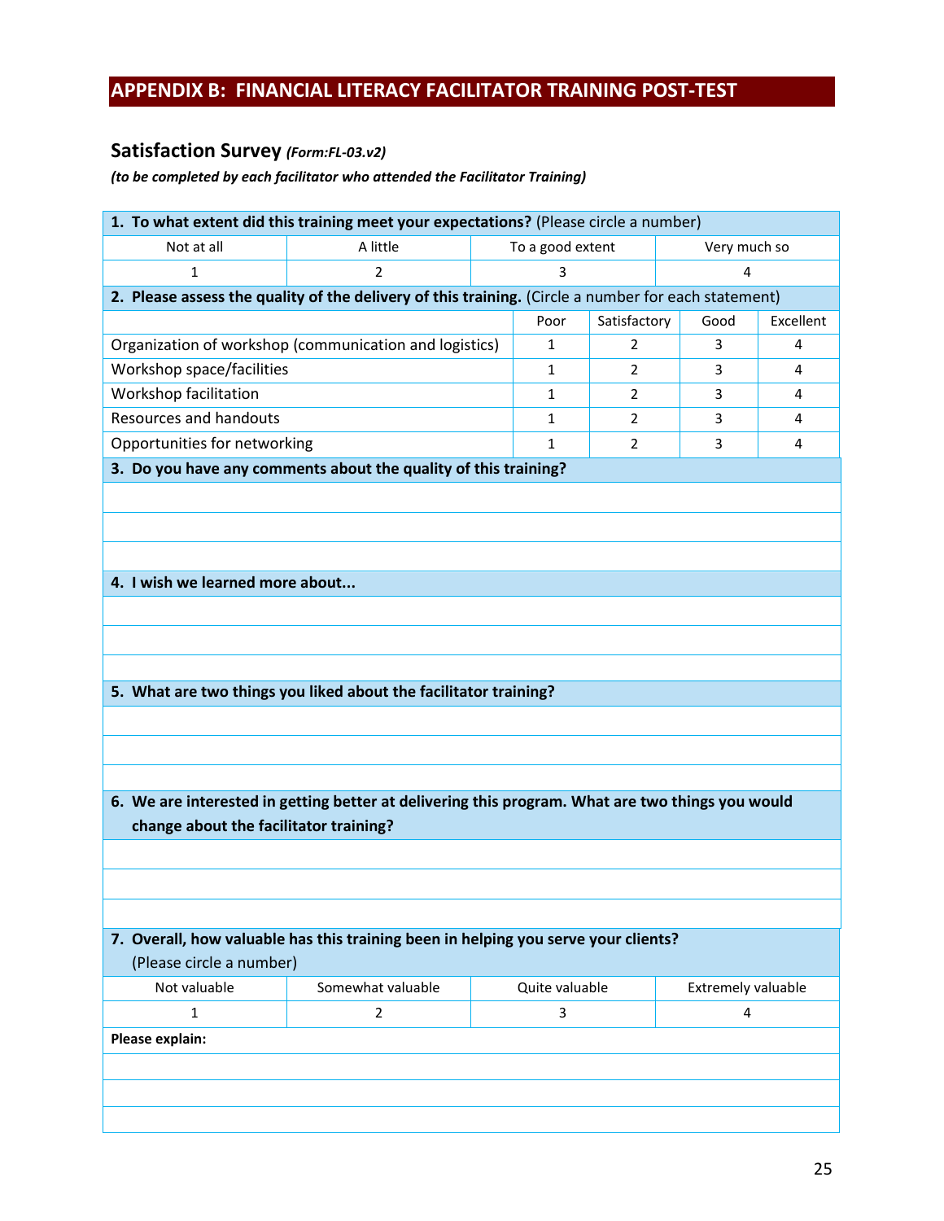## APPENDIX B: FINANCIAL LITERACY FACILITATOR TRAINING POST-TEST

### Satisfaction Survey *(Form:FL-03.v2)*

***(to be completed by each facilitator who attended the Facilitator Training)***

**1. To what extent did this training meet your expectations?** (Please circle a number)

| Not at all | A little | To a good extent | Very much so |
|---|---|---|---|
| 1 | 2 | 3 | 4 |

**2. Please assess the quality of the delivery of this training.** (Circle a number for each statement)

| | Poor | Satisfactory | Good | Excellent |
|---|---|---|---|---|
| Organization of workshop (communication and logistics) | 1 | 2 | 3 | 4 |
| Workshop space/facilities | 1 | 2 | 3 | 4 |
| Workshop facilitation | 1 | 2 | 3 | 4 |
| Resources and handouts | 1 | 2 | 3 | 4 |
| Opportunities for networking | 1 | 2 | 3 | 4 |

**3. Do you have any comments about the quality of this training?**

**4. I wish we learned more about...**

**5. What are two things you liked about the facilitator training?**

**6. We are interested in getting better at delivering this program. What are two things you would change about the facilitator training?**

**7. Overall, how valuable has this training been in helping you serve your clients?** (Please circle a number)

| Not valuable | Somewhat valuable | Quite valuable | Extremely valuable |
|---|---|---|---|
| 1 | 2 | 3 | 4 |

**Please explain:**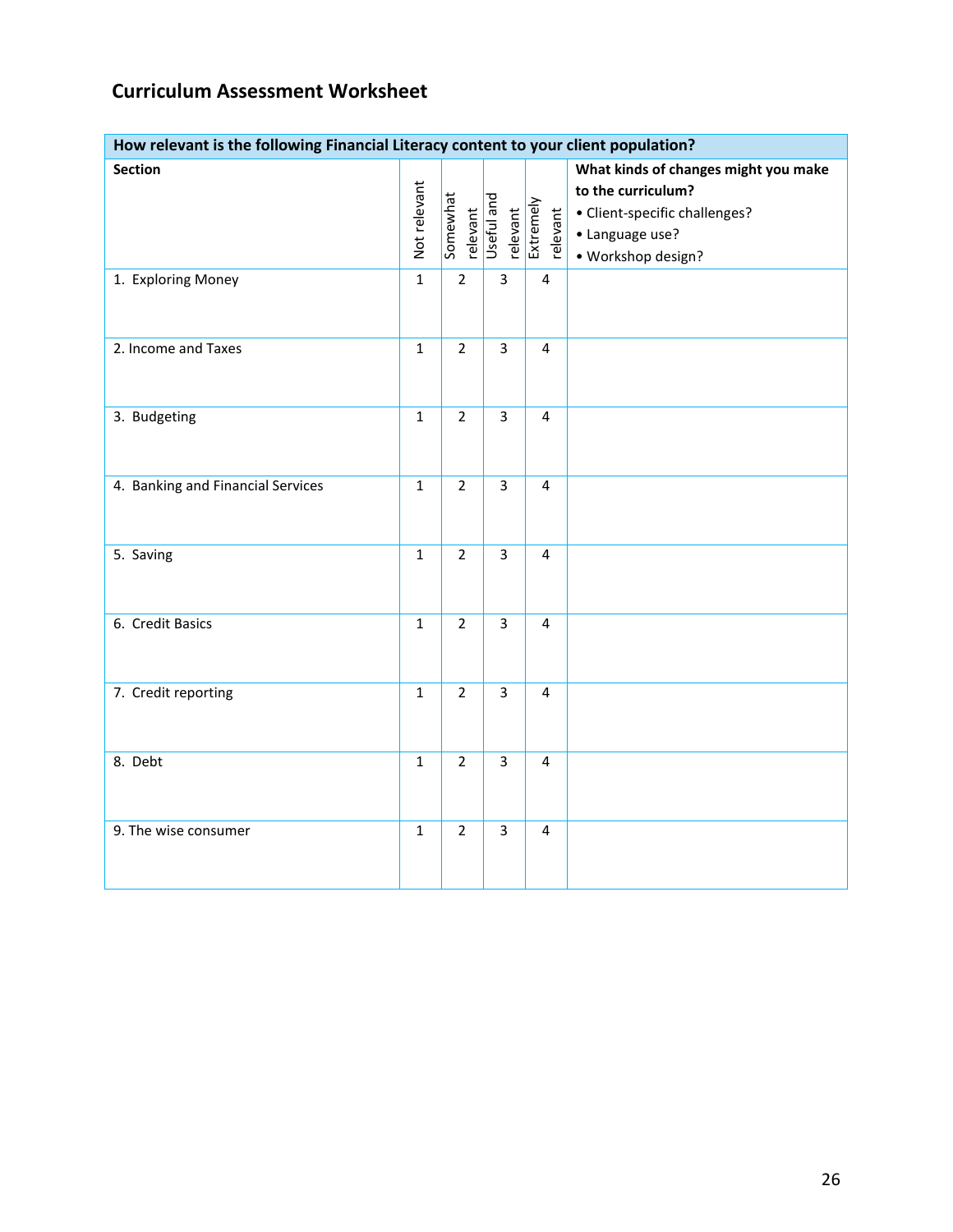## Curriculum Assessment Worksheet

| How relevant is the following Financial Literacy content to your client population? | | | | | |
|---|---|---|---|---|---|
| **Section** | Not relevant | Somewhat relevant | Useful and relevant | Extremely relevant | **What kinds of changes might you make to the curriculum?** • Client-specific challenges? • Language use? • Workshop design? |
| 1. Exploring Money | 1 | 2 | 3 | 4 | |
| 2. Income and Taxes | 1 | 2 | 3 | 4 | |
| 3. Budgeting | 1 | 2 | 3 | 4 | |
| 4. Banking and Financial Services | 1 | 2 | 3 | 4 | |
| 5. Saving | 1 | 2 | 3 | 4 | |
| 6. Credit Basics | 1 | 2 | 3 | 4 | |
| 7. Credit reporting | 1 | 2 | 3 | 4 | |
| 8. Debt | 1 | 2 | 3 | 4 | |
| 9. The wise consumer | 1 | 2 | 3 | 4 | |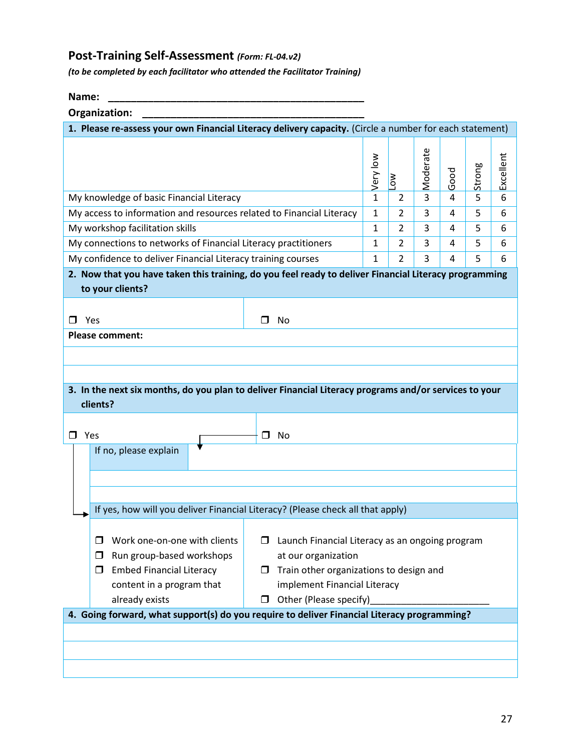## Post-Training Self-Assessment *(Form: FL-04.v2)*

*(to be completed by each facilitator who attended the Facilitator Training)*

**Name:** ______________________________________________

**Organization:** ________________________________________

**1. Please re-assess your own Financial Literacy delivery capacity.** (Circle a number for each statement)

| | Very low | Low | Moderate | Good | Strong | Excellent |
|---|---|---|---|---|---|---|
| My knowledge of basic Financial Literacy | 1 | 2 | 3 | 4 | 5 | 6 |
| My access to information and resources related to Financial Literacy | 1 | 2 | 3 | 4 | 5 | 6 |
| My workshop facilitation skills | 1 | 2 | 3 | 4 | 5 | 6 |
| My connections to networks of Financial Literacy practitioners | 1 | 2 | 3 | 4 | 5 | 6 |
| My confidence to deliver Financial Literacy training courses | 1 | 2 | 3 | 4 | 5 | 6 |

**2. Now that you have taken this training, do you feel ready to deliver Financial Literacy programming to your clients?**

❒ Yes ❒ No

**Please comment:**

______________________________________________

______________________________________________

**3. In the next six months, do you plan to deliver Financial Literacy programs and/or services to your clients?**

❒ Yes ❒ No

If no, please explain

______________________________________________

______________________________________________

If yes, how will you deliver Financial Literacy? (Please check all that apply)

- ❒ Work one-on-one with clients
- ❒ Run group-based workshops
- ❒ Embed Financial Literacy content in a program that already exists
- ❒ Launch Financial Literacy as an ongoing program at our organization
- ❒ Train other organizations to design and implement Financial Literacy
- ❒ Other (Please specify)_______________________

**4. Going forward, what support(s) do you require to deliver Financial Literacy programming?**

______________________________________________

______________________________________________

______________________________________________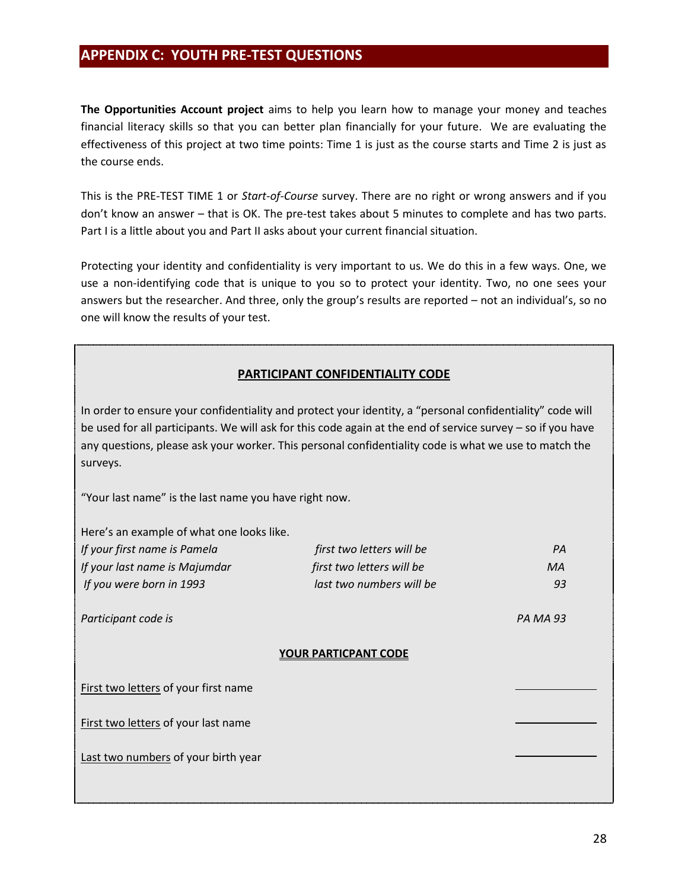## APPENDIX C: YOUTH PRE-TEST QUESTIONS

**The Opportunities Account project** aims to help you learn how to manage your money and teaches financial literacy skills so that you can better plan financially for your future. We are evaluating the effectiveness of this project at two time points: Time 1 is just as the course starts and Time 2 is just as the course ends.

This is the PRE-TEST TIME 1 or *Start-of-Course* survey. There are no right or wrong answers and if you don't know an answer – that is OK. The pre-test takes about 5 minutes to complete and has two parts. Part I is a little about you and Part II asks about your current financial situation.

Protecting your identity and confidentiality is very important to us. We do this in a few ways. One, we use a non-identifying code that is unique to you so to protect your identity. Two, no one sees your answers but the researcher. And three, only the group's results are reported – not an individual's, so no one will know the results of your test.

**PARTICIPANT CONFIDENTIALITY CODE**

In order to ensure your confidentiality and protect your identity, a "personal confidentiality" code will be used for all participants. We will ask for this code again at the end of service survey – so if you have any questions, please ask your worker. This personal confidentiality code is what we use to match the surveys.

"Your last name" is the last name you have right now.

Here's an example of what one looks like.

| | | |
|---|---|---|
| *If your first name is Pamela* | *first two letters will be* | *PA* |
| *If your last name is Majumdar* | *first two letters will be* | *MA* |
| *If you were born in 1993* | *last two numbers will be* | *93* |
| *Participant code is* | | *PA MA 93* |

**YOUR PARTICPANT CODE**

First two letters of your first name \_\_\_\_\_\_\_\_\_\_

First two letters of your last name \_\_\_\_\_\_\_\_\_\_

Last two numbers of your birth year \_\_\_\_\_\_\_\_\_\_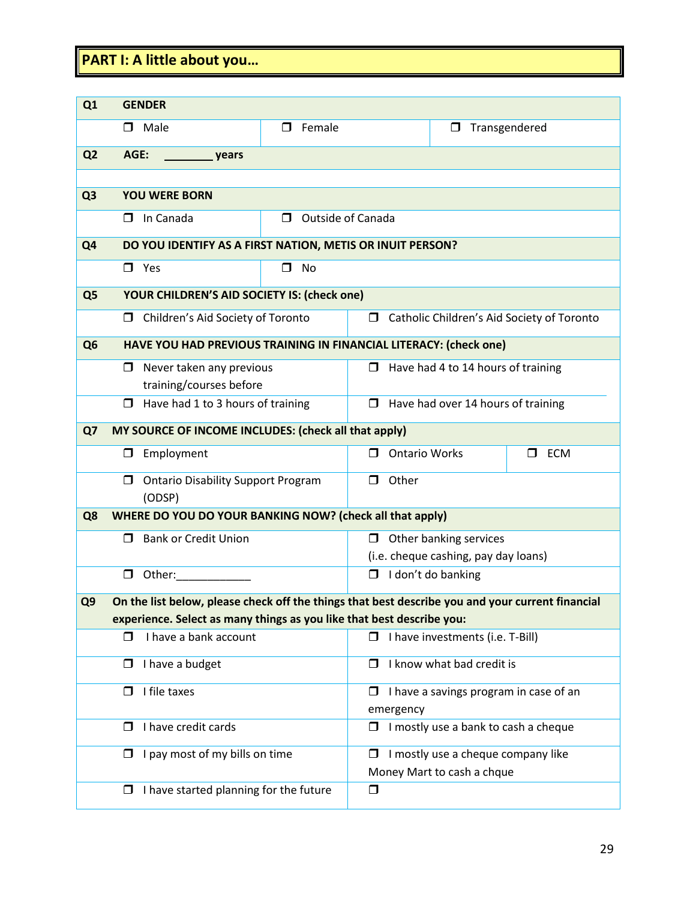## PART I: A little about you…

**Q1 GENDER**

- ❒ Male
- ❒ Female
- ❒ Transgendered

**Q2 AGE: ________ years**

**Q3 YOU WERE BORN**

- ❒ In Canada
- ❒ Outside of Canada

**Q4 DO YOU IDENTIFY AS A FIRST NATION, METIS OR INUIT PERSON?**

- ❒ Yes
- ❒ No

**Q5 YOUR CHILDREN'S AID SOCIETY IS: (check one)**

- ❒ Children's Aid Society of Toronto
- ❒ Catholic Children's Aid Society of Toronto

**Q6 HAVE YOU HAD PREVIOUS TRAINING IN FINANCIAL LITERACY: (check one)**

- ❒ Never taken any previous training/courses before
- ❒ Have had 4 to 14 hours of training
- ❒ Have had 1 to 3 hours of training
- ❒ Have had over 14 hours of training

**Q7 MY SOURCE OF INCOME INCLUDES: (check all that apply)**

- ❒ Employment
- ❒ Ontario Works
- ❒ ECM
- ❒ Ontario Disability Support Program (ODSP)
- ❒ Other

**Q8 WHERE DO YOU DO YOUR BANKING NOW? (check all that apply)**

- ❒ Bank or Credit Union
- ❒ Other banking services (i.e. cheque cashing, pay day loans)
- ❒ Other:____________
- ❒ I don't do banking

**Q9 On the list below, please check off the things that best describe you and your current financial experience. Select as many things as you like that best describe you:**

- ❒ I have a bank account
- ❒ I have investments (i.e. T-Bill)
- ❒ I have a budget
- ❒ I know what bad credit is
- ❒ I file taxes
- ❒ I have a savings program in case of an emergency
- ❒ I have credit cards
- ❒ I mostly use a bank to cash a cheque
- ❒ I pay most of my bills on time
- ❒ I mostly use a cheque company like Money Mart to cash a chque
- ❒ I have started planning for the future
- ❒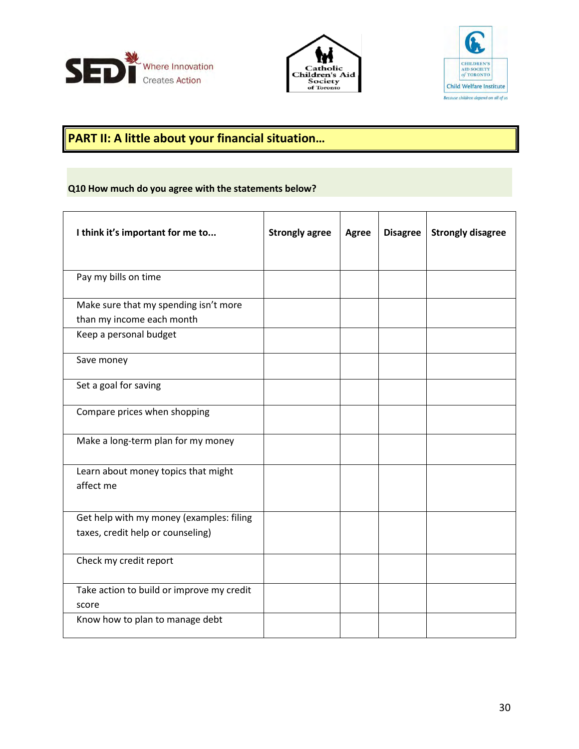## PART II: A little about your financial situation…

**Q10 How much do you agree with the statements below?**

| I think it's important for me to... | Strongly agree | Agree | Disagree | Strongly disagree |
|---|---|---|---|---|
| Pay my bills on time | | | | |
| Make sure that my spending isn't more than my income each month | | | | |
| Keep a personal budget | | | | |
| Save money | | | | |
| Set a goal for saving | | | | |
| Compare prices when shopping | | | | |
| Make a long-term plan for my money | | | | |
| Learn about money topics that might affect me | | | | |
| Get help with my money (examples: filing taxes, credit help or counseling) | | | | |
| Check my credit report | | | | |
| Take action to build or improve my credit score | | | | |
| Know how to plan to manage debt | | | | |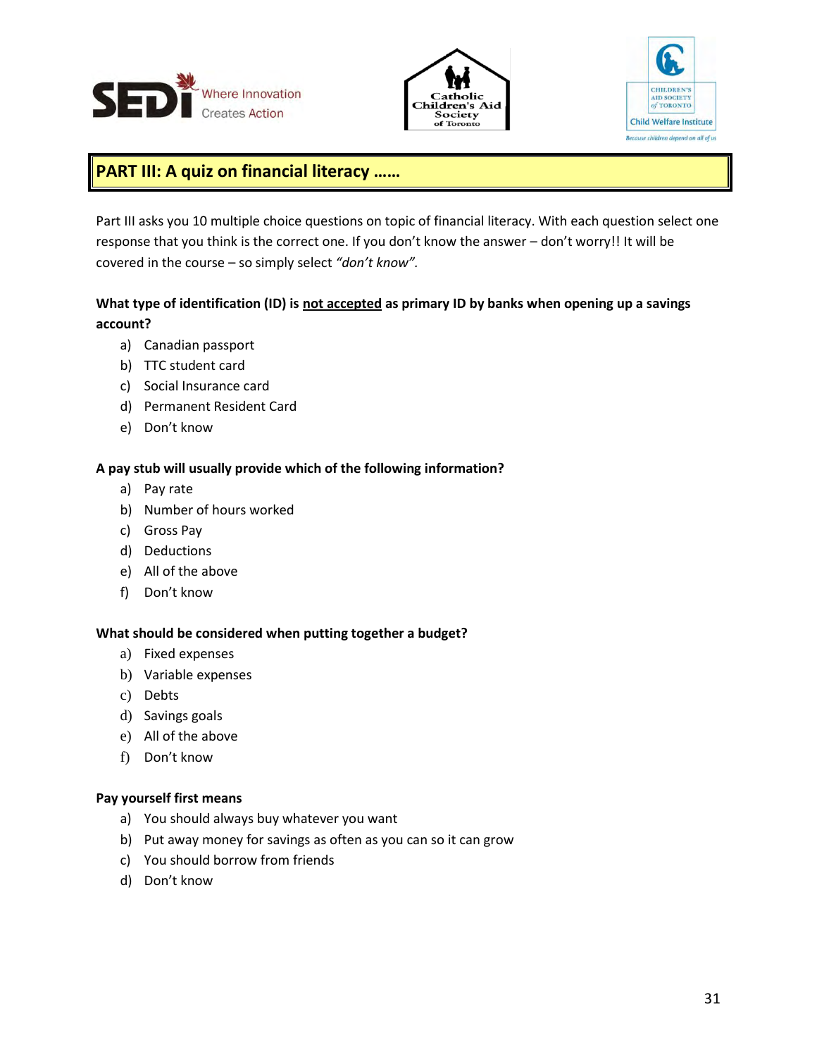## PART III: A quiz on financial literacy ……

Part III asks you 10 multiple choice questions on topic of financial literacy. With each question select one response that you think is the correct one. If you don't know the answer – don't worry!! It will be covered in the course – so simply select *"don't know".*

**What type of identification (ID) is <u>not accepted</u> as primary ID by banks when opening up a savings account?**

a) Canadian passport
b) TTC student card
c) Social Insurance card
d) Permanent Resident Card
e) Don't know

**A pay stub will usually provide which of the following information?**

a) Pay rate
b) Number of hours worked
c) Gross Pay
d) Deductions
e) All of the above
f) Don't know

**What should be considered when putting together a budget?**

a) Fixed expenses
b) Variable expenses
c) Debts
d) Savings goals
e) All of the above
f) Don't know

**Pay yourself first means**

a) You should always buy whatever you want
b) Put away money for savings as often as you can so it can grow
c) You should borrow from friends
d) Don't know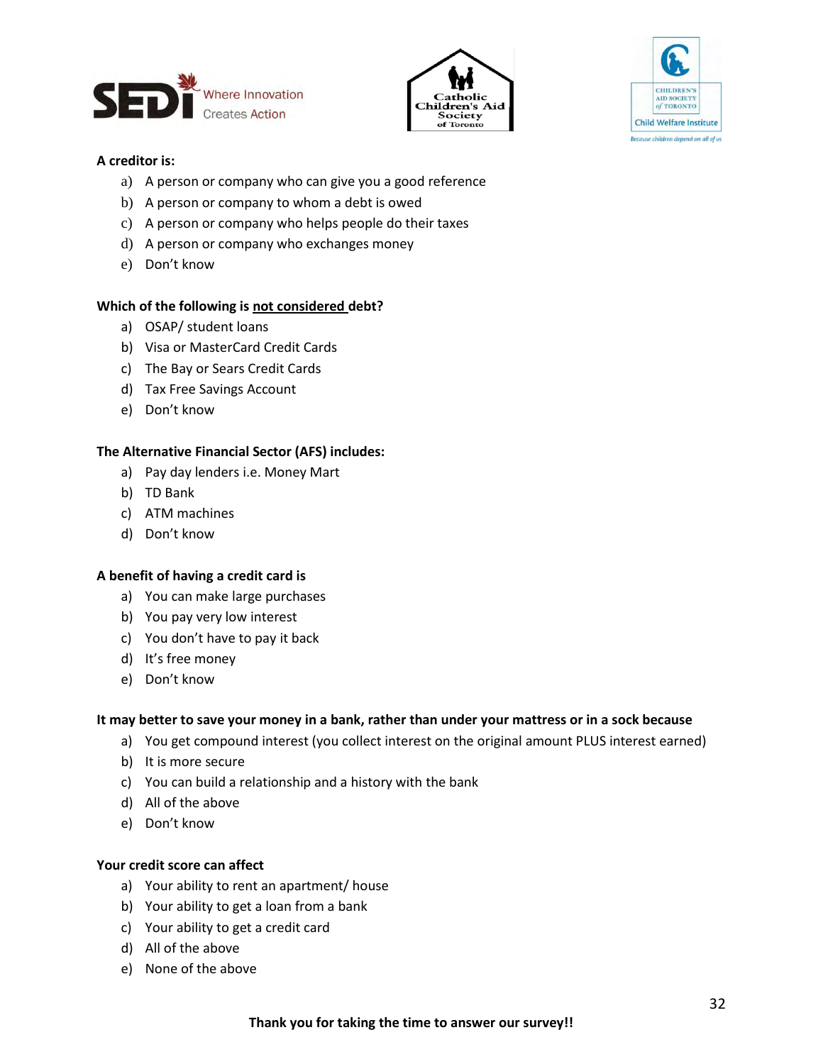**A creditor is:**

a) A person or company who can give you a good reference
b) A person or company to whom a debt is owed
c) A person or company who helps people do their taxes
d) A person or company who exchanges money
e) Don't know

**Which of the following is <u>not considered</u> debt?**

a) OSAP/ student loans
b) Visa or MasterCard Credit Cards
c) The Bay or Sears Credit Cards
d) Tax Free Savings Account
e) Don't know

**The Alternative Financial Sector (AFS) includes:**

a) Pay day lenders i.e. Money Mart
b) TD Bank
c) ATM machines
d) Don't know

**A benefit of having a credit card is**

a) You can make large purchases
b) You pay very low interest
c) You don't have to pay it back
d) It's free money
e) Don't know

**It may better to save your money in a bank, rather than under your mattress or in a sock because**

a) You get compound interest (you collect interest on the original amount PLUS interest earned)
b) It is more secure
c) You can build a relationship and a history with the bank
d) All of the above
e) Don't know

**Your credit score can affect**

a) Your ability to rent an apartment/ house
b) Your ability to get a loan from a bank
c) Your ability to get a credit card
d) All of the above
e) None of the above

**Thank you for taking the time to answer our survey!!**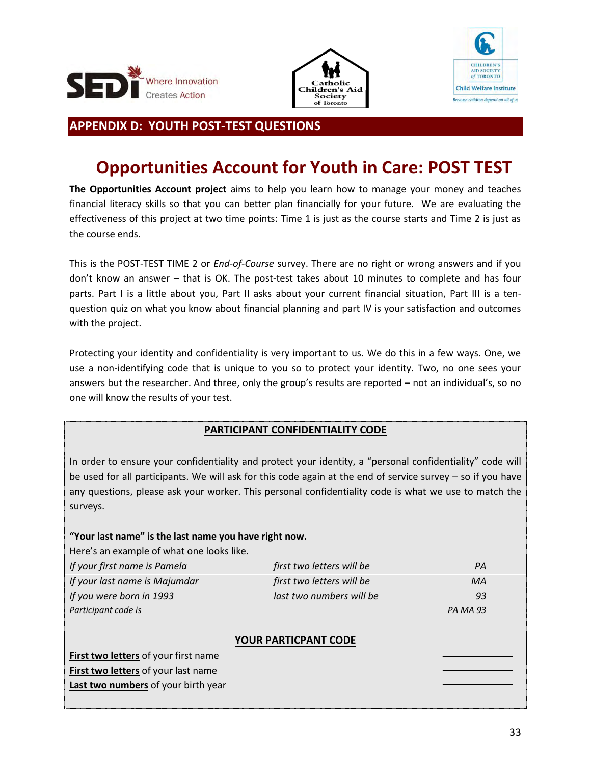## APPENDIX D: YOUTH POST-TEST QUESTIONS

# Opportunities Account for Youth in Care: POST TEST

**The Opportunities Account project** aims to help you learn how to manage your money and teaches financial literacy skills so that you can better plan financially for your future. We are evaluating the effectiveness of this project at two time points: Time 1 is just as the course starts and Time 2 is just as the course ends.

This is the POST-TEST TIME 2 or *End-of-Course* survey. There are no right or wrong answers and if you don't know an answer – that is OK. The post-test takes about 10 minutes to complete and has four parts. Part I is a little about you, Part II asks about your current financial situation, Part III is a ten-question quiz on what you know about financial planning and part IV is your satisfaction and outcomes with the project.

Protecting your identity and confidentiality is very important to us. We do this in a few ways. One, we use a non-identifying code that is unique to you so to protect your identity. Two, no one sees your answers but the researcher. And three, only the group's results are reported – not an individual's, so no one will know the results of your test.

### PARTICIPANT CONFIDENTIALITY CODE

In order to ensure your confidentiality and protect your identity, a "personal confidentiality" code will be used for all participants. We will ask for this code again at the end of service survey – so if you have any questions, please ask your worker. This personal confidentiality code is what we use to match the surveys.

**"Your last name" is the last name you have right now.**

Here's an example of what one looks like.

| | | |
|---|---|---|
| *If your first name is Pamela* | *first two letters will be* | *PA* |
| *If your last name is Majumdar* | *first two letters will be* | *MA* |
| *If you were born in 1993* | *last two numbers will be* | *93* |
| *Participant code is* | | *PA MA 93* |

### YOUR PARTICPANT CODE

**First two letters** of your first name \_\_\_\_\_\_\_\_\_\_

**First two letters** of your last name \_\_\_\_\_\_\_\_\_\_

**Last two numbers** of your birth year \_\_\_\_\_\_\_\_\_\_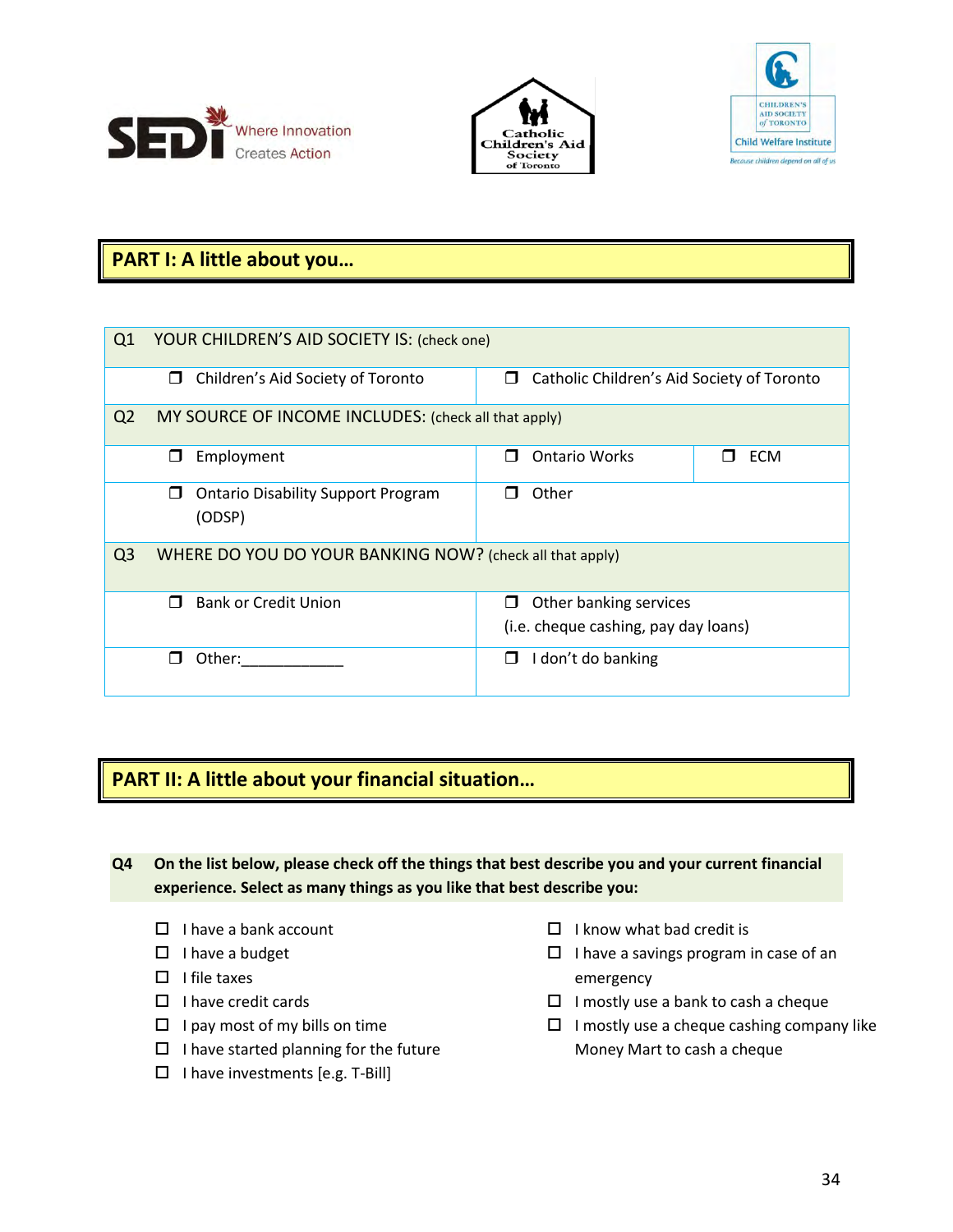SEDI Where Innovation Creates Action

Catholic Children's Aid Society of Toronto

Children's Aid Society of Toronto Child Welfare Institute *Because children depend on all of us*

## PART I: A little about you…

| Q1 YOUR CHILDREN'S AID SOCIETY IS: (check one) | | |
|---|---|---|
| ❐ Children's Aid Society of Toronto | ❐ Catholic Children's Aid Society of Toronto | |
| **Q2 MY SOURCE OF INCOME INCLUDES:** (check all that apply) | | |
| ❐ Employment | ❐ Ontario Works | ❐ ECM |
| ❐ Ontario Disability Support Program (ODSP) | ❐ Other | |
| **Q3 WHERE DO YOU DO YOUR BANKING NOW?** (check all that apply) | | |
| ❐ Bank or Credit Union | ❐ Other banking services (i.e. cheque cashing, pay day loans) | |
| ❐ Other:____________ | ❐ I don't do banking | |

## PART II: A little about your financial situation…

**Q4 On the list below, please check off the things that best describe you and your current financial experience. Select as many things as you like that best describe you:**

- ☐ I have a bank account
- ☐ I have a budget
- ☐ I file taxes
- ☐ I have credit cards
- ☐ I pay most of my bills on time
- ☐ I have started planning for the future
- ☐ I have investments [e.g. T-Bill]
- ☐ I know what bad credit is
- ☐ I have a savings program in case of an emergency
- ☐ I mostly use a bank to cash a cheque
- ☐ I mostly use a cheque cashing company like Money Mart to cash a cheque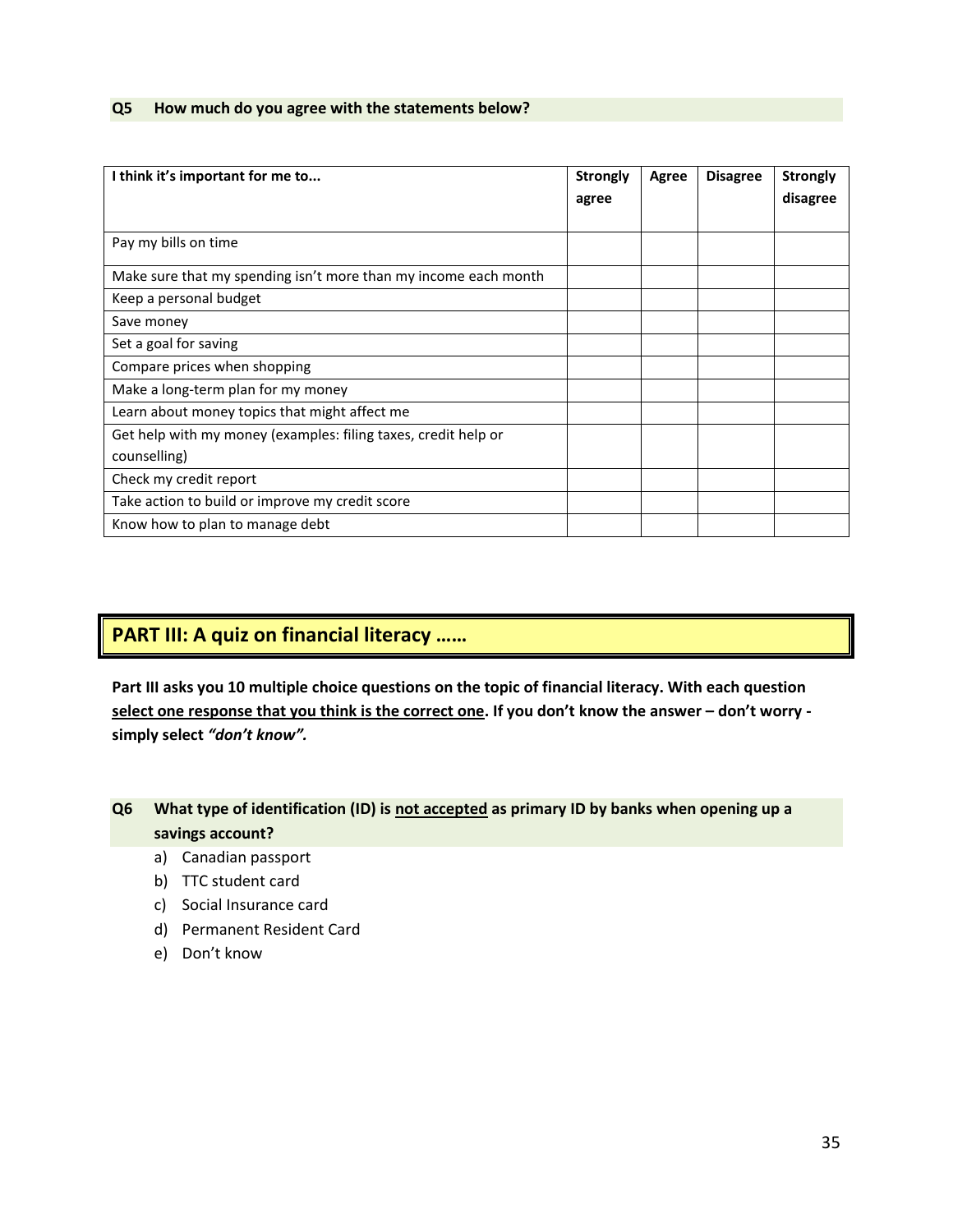### Q5 How much do you agree with the statements below?

| I think it's important for me to... | Strongly agree | Agree | Disagree | Strongly disagree |
|---|---|---|---|---|
| Pay my bills on time | | | | |
| Make sure that my spending isn't more than my income each month | | | | |
| Keep a personal budget | | | | |
| Save money | | | | |
| Set a goal for saving | | | | |
| Compare prices when shopping | | | | |
| Make a long-term plan for my money | | | | |
| Learn about money topics that might affect me | | | | |
| Get help with my money (examples: filing taxes, credit help or counselling) | | | | |
| Check my credit report | | | | |
| Take action to build or improve my credit score | | | | |
| Know how to plan to manage debt | | | | |

## PART III: A quiz on financial literacy ……

**Part III asks you 10 multiple choice questions on the topic of financial literacy. With each question <u>select one response that you think is the correct one</u>. If you don't know the answer – don't worry - simply select *"don't know".***

### Q6 What type of identification (ID) is <u>not accepted</u> as primary ID by banks when opening up a savings account?

a) Canadian passport
b) TTC student card
c) Social Insurance card
d) Permanent Resident Card
e) Don't know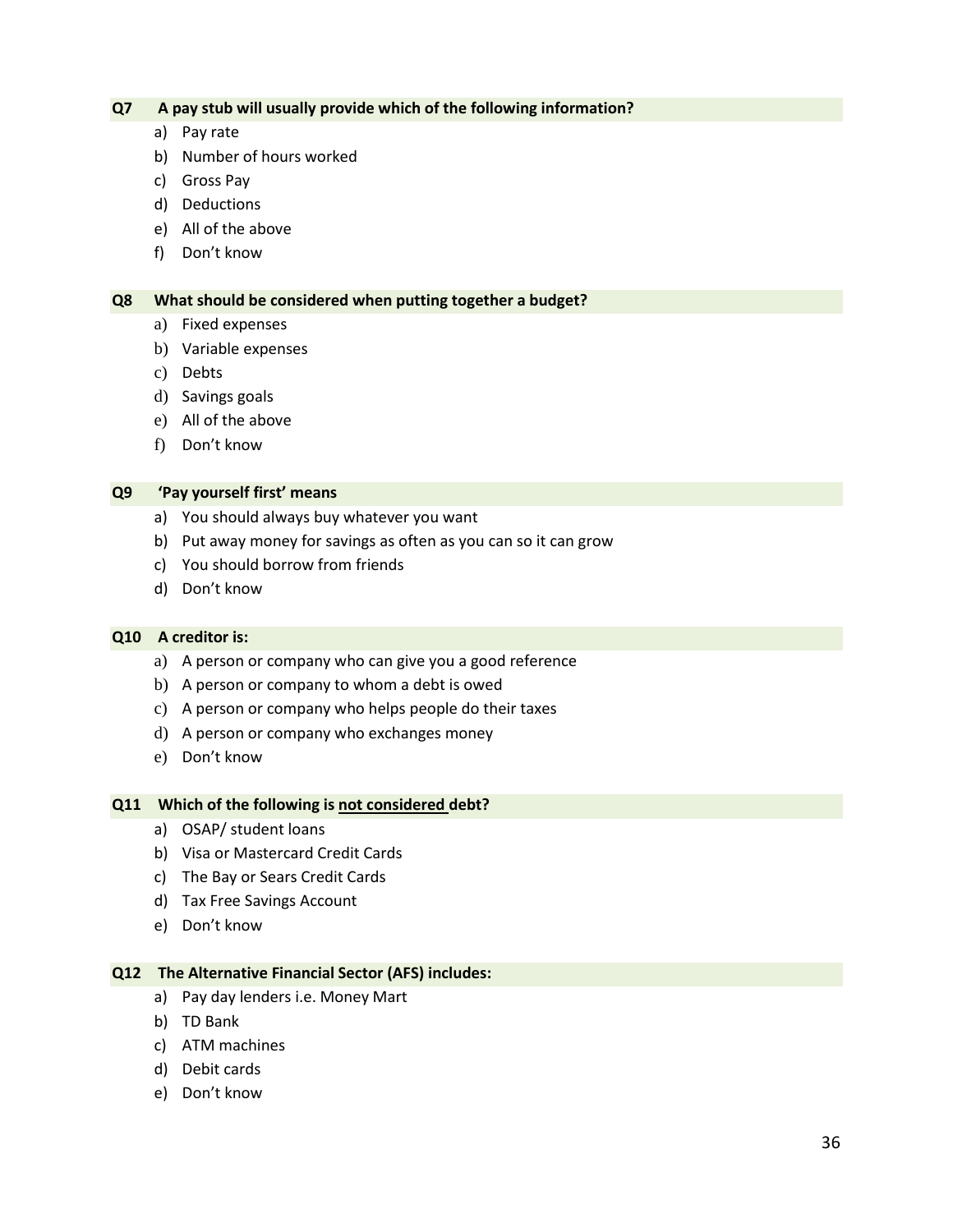**Q7 A pay stub will usually provide which of the following information?**

a) Pay rate
b) Number of hours worked
c) Gross Pay
d) Deductions
e) All of the above
f) Don't know

**Q8 What should be considered when putting together a budget?**

a) Fixed expenses
b) Variable expenses
c) Debts
d) Savings goals
e) All of the above
f) Don't know

**Q9 'Pay yourself first' means**

a) You should always buy whatever you want
b) Put away money for savings as often as you can so it can grow
c) You should borrow from friends
d) Don't know

**Q10 A creditor is:**

a) A person or company who can give you a good reference
b) A person or company to whom a debt is owed
c) A person or company who helps people do their taxes
d) A person or company who exchanges money
e) Don't know

**Q11 Which of the following is <u>not considered</u> debt?**

a) OSAP/ student loans
b) Visa or Mastercard Credit Cards
c) The Bay or Sears Credit Cards
d) Tax Free Savings Account
e) Don't know

**Q12 The Alternative Financial Sector (AFS) includes:**

a) Pay day lenders i.e. Money Mart
b) TD Bank
c) ATM machines
d) Debit cards
e) Don't know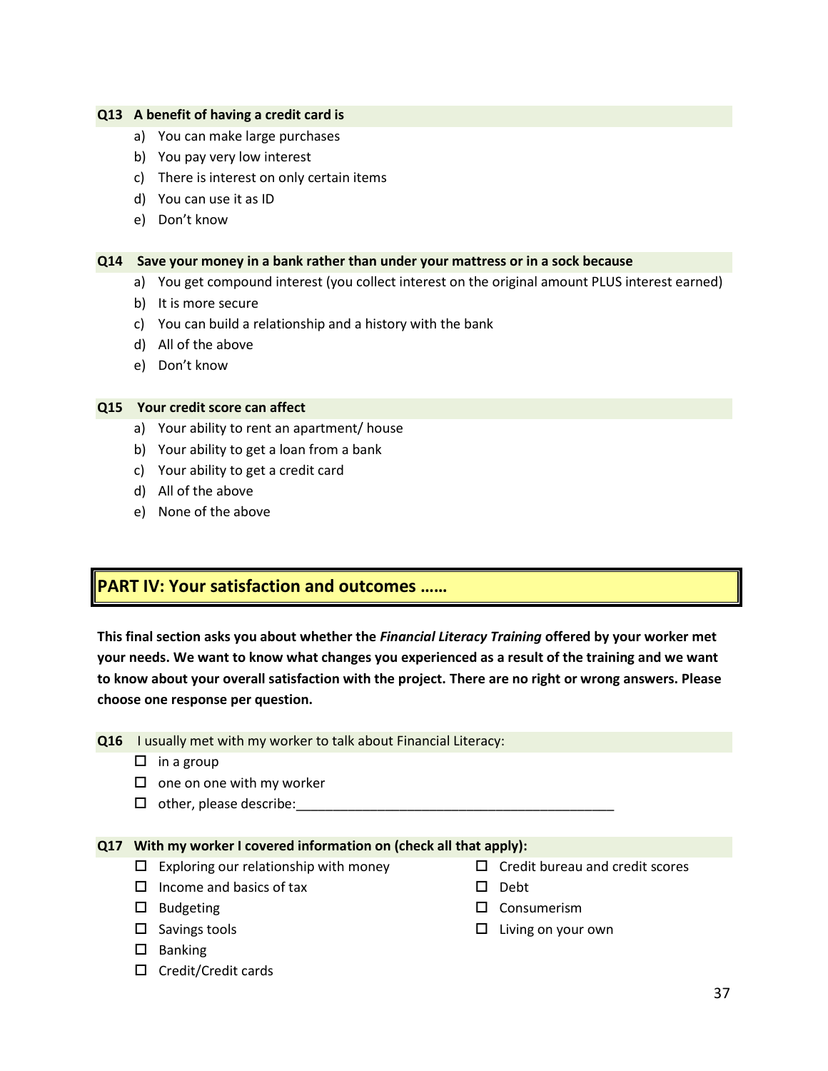**Q13 A benefit of having a credit card is**

a) You can make large purchases
b) You pay very low interest
c) There is interest on only certain items
d) You can use it as ID
e) Don't know

**Q14 Save your money in a bank rather than under your mattress or in a sock because**

a) You get compound interest (you collect interest on the original amount PLUS interest earned)
b) It is more secure
c) You can build a relationship and a history with the bank
d) All of the above
e) Don't know

**Q15 Your credit score can affect**

a) Your ability to rent an apartment/ house
b) Your ability to get a loan from a bank
c) Your ability to get a credit card
d) All of the above
e) None of the above

## PART IV: Your satisfaction and outcomes ……

**This final section asks you about whether the *Financial Literacy Training* offered by your worker met your needs. We want to know what changes you experienced as a result of the training and we want to know about your overall satisfaction with the project. There are no right or wrong answers. Please choose one response per question.**

**Q16** I usually met with my worker to talk about Financial Literacy:

- ☐ in a group
- ☐ one on one with my worker
- ☐ other, please describe:_____________________________________________

**Q17 With my worker I covered information on (check all that apply):**

- ☐ Exploring our relationship with money
- ☐ Income and basics of tax
- ☐ Budgeting
- ☐ Savings tools
- ☐ Banking
- ☐ Credit/Credit cards
- ☐ Credit bureau and credit scores
- ☐ Debt
- ☐ Consumerism
- ☐ Living on your own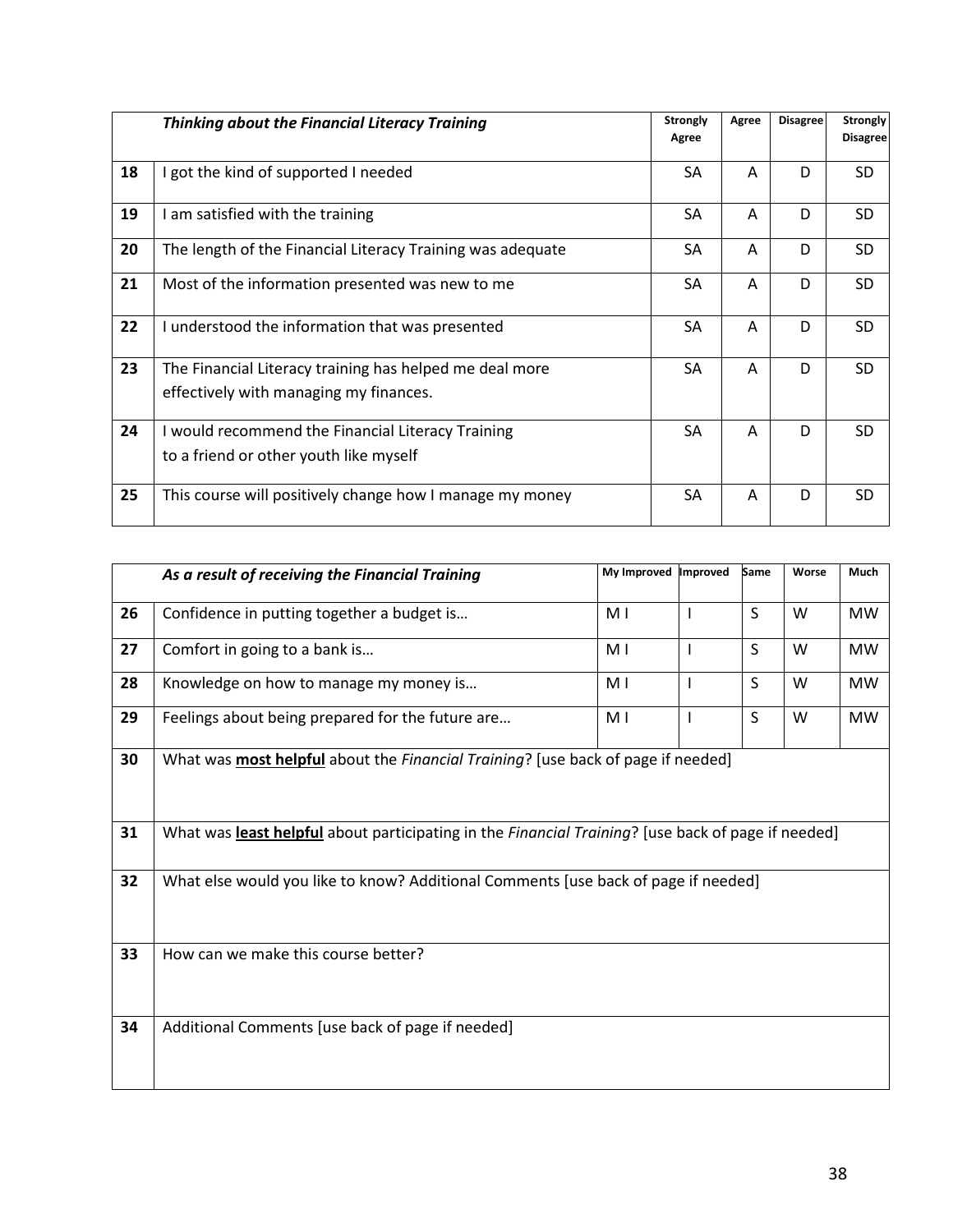| | *Thinking about the Financial Literacy Training* | Strongly Agree | Agree | Disagree | Strongly Disagree |
|---|---|---|---|---|---|
| 18 | I got the kind of supported I needed | SA | A | D | SD |
| 19 | I am satisfied with the training | SA | A | D | SD |
| 20 | The length of the Financial Literacy Training was adequate | SA | A | D | SD |
| 21 | Most of the information presented was new to me | SA | A | D | SD |
| 22 | I understood the information that was presented | SA | A | D | SD |
| 23 | The Financial Literacy training has helped me deal more effectively with managing my finances. | SA | A | D | SD |
| 24 | I would recommend the Financial Literacy Training to a friend or other youth like myself | SA | A | D | SD |
| 25 | This course will positively change how I manage my money | SA | A | D | SD |

| | *As a result of receiving the Financial Training* | My Improved | Improved | Same | Worse | Much |
|---|---|---|---|---|---|---|
| 26 | Confidence in putting together a budget is… | M I | I | S | W | MW |
| 27 | Comfort in going to a bank is… | M I | I | S | W | MW |
| 28 | Knowledge on how to manage my money is… | M I | I | S | W | MW |
| 29 | Feelings about being prepared for the future are… | M I | I | S | W | MW |
| 30 | What was **most helpful** about the *Financial Training*? [use back of page if needed] | | | | | |
| 31 | What was **least helpful** about participating in the *Financial Training*? [use back of page if needed] | | | | | |
| 32 | What else would you like to know? Additional Comments [use back of page if needed] | | | | | |
| 33 | How can we make this course better? | | | | | |
| 34 | Additional Comments [use back of page if needed] | | | | | |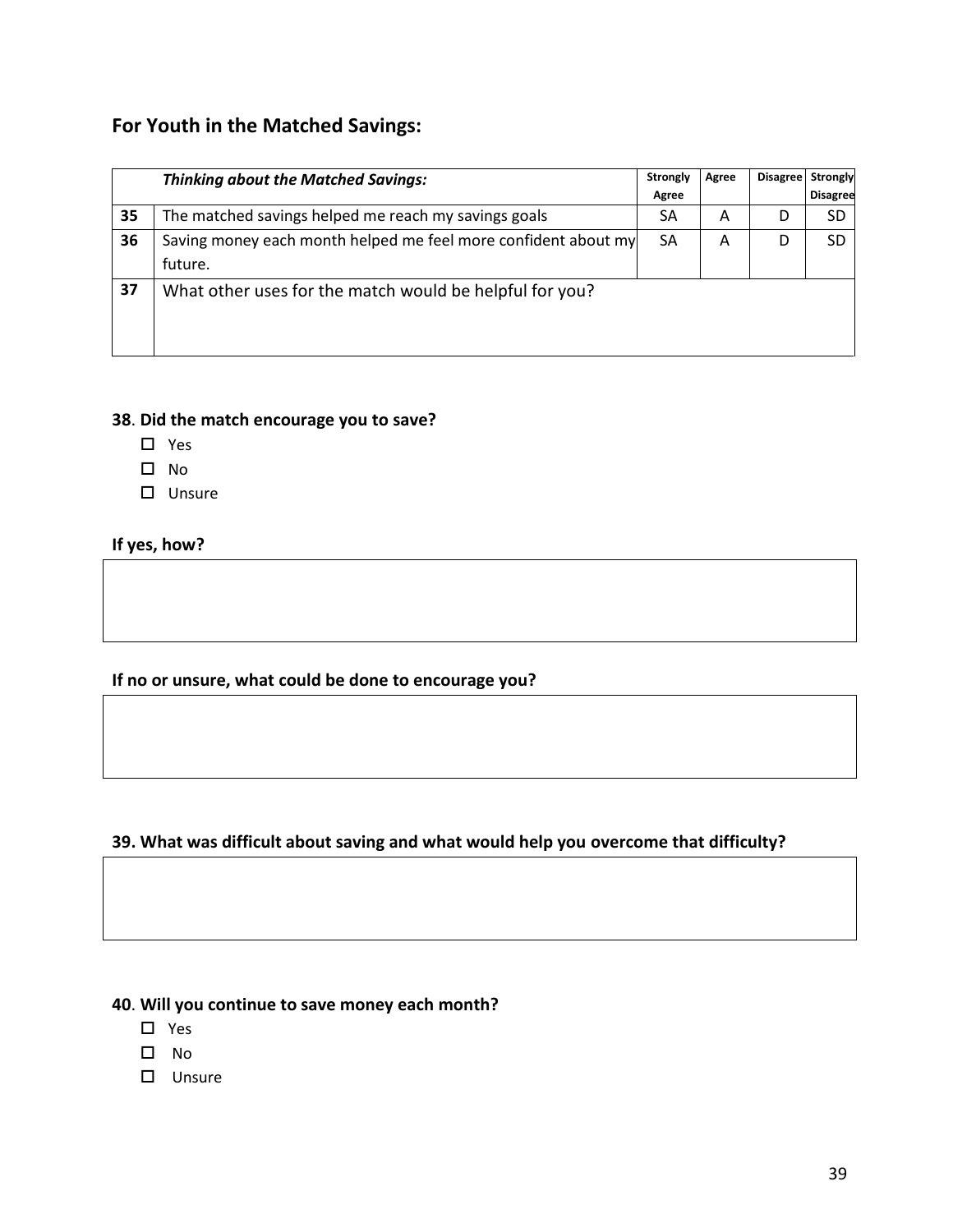## For Youth in the Matched Savings:

| | *Thinking about the Matched Savings:* | Strongly Agree | Agree | Disagree | Strongly Disagree |
|---|---|---|---|---|---|
| 35 | The matched savings helped me reach my savings goals | SA | A | D | SD |
| 36 | Saving money each month helped me feel more confident about my future. | SA | A | D | SD |
| 37 | What other uses for the match would be helpful for you? | | | | |

**38**. **Did the match encourage you to save?**

- ☐ Yes
- ☐ No
- ☐ Unsure

**If yes, how?**

**If no or unsure, what could be done to encourage you?**

**39. What was difficult about saving and what would help you overcome that difficulty?**

**40**. **Will you continue to save money each month?**

- ☐ Yes
- ☐ No
- ☐ Unsure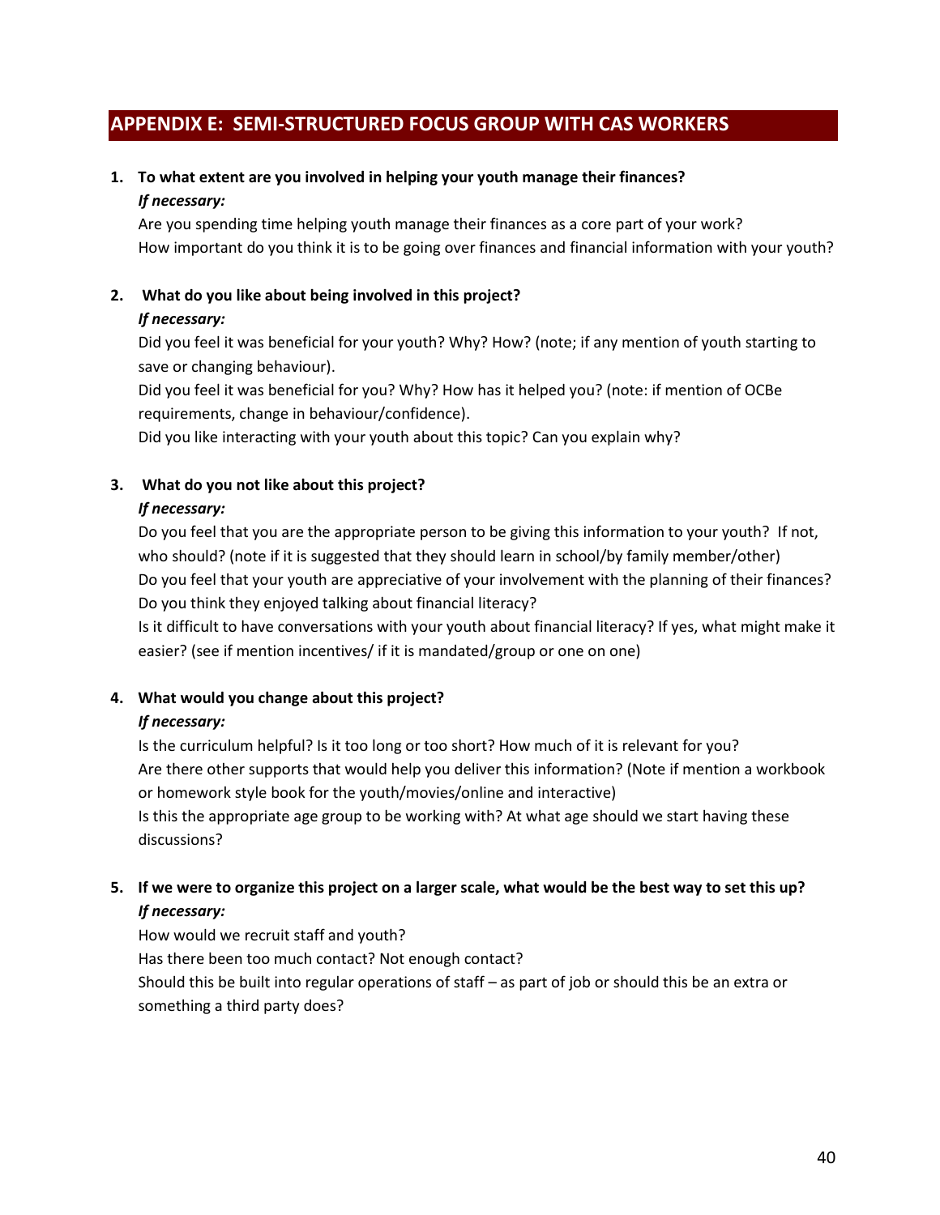## APPENDIX E: SEMI-STRUCTURED FOCUS GROUP WITH CAS WORKERS

1. **To what extent are you involved in helping your youth manage their finances?**
   ***If necessary:***
   Are you spending time helping youth manage their finances as a core part of your work?
   How important do you think it is to be going over finances and financial information with your youth?

2. **What do you like about being involved in this project?**
   ***If necessary:***
   Did you feel it was beneficial for your youth? Why? How? (note; if any mention of youth starting to save or changing behaviour).
   Did you feel it was beneficial for you? Why? How has it helped you? (note: if mention of OCBe requirements, change in behaviour/confidence).
   Did you like interacting with your youth about this topic? Can you explain why?

3. **What do you not like about this project?**
   ***If necessary:***
   Do you feel that you are the appropriate person to be giving this information to your youth? If not, who should? (note if it is suggested that they should learn in school/by family member/other)
   Do you feel that your youth are appreciative of your involvement with the planning of their finances?
   Do you think they enjoyed talking about financial literacy?
   Is it difficult to have conversations with your youth about financial literacy? If yes, what might make it easier? (see if mention incentives/ if it is mandated/group or one on one)

4. **What would you change about this project?**
   ***If necessary:***
   Is the curriculum helpful? Is it too long or too short? How much of it is relevant for you?
   Are there other supports that would help you deliver this information? (Note if mention a workbook or homework style book for the youth/movies/online and interactive)
   Is this the appropriate age group to be working with? At what age should we start having these discussions?

5. **If we were to organize this project on a larger scale, what would be the best way to set this up?**
   ***If necessary:***
   How would we recruit staff and youth?
   Has there been too much contact? Not enough contact?
   Should this be built into regular operations of staff – as part of job or should this be an extra or something a third party does?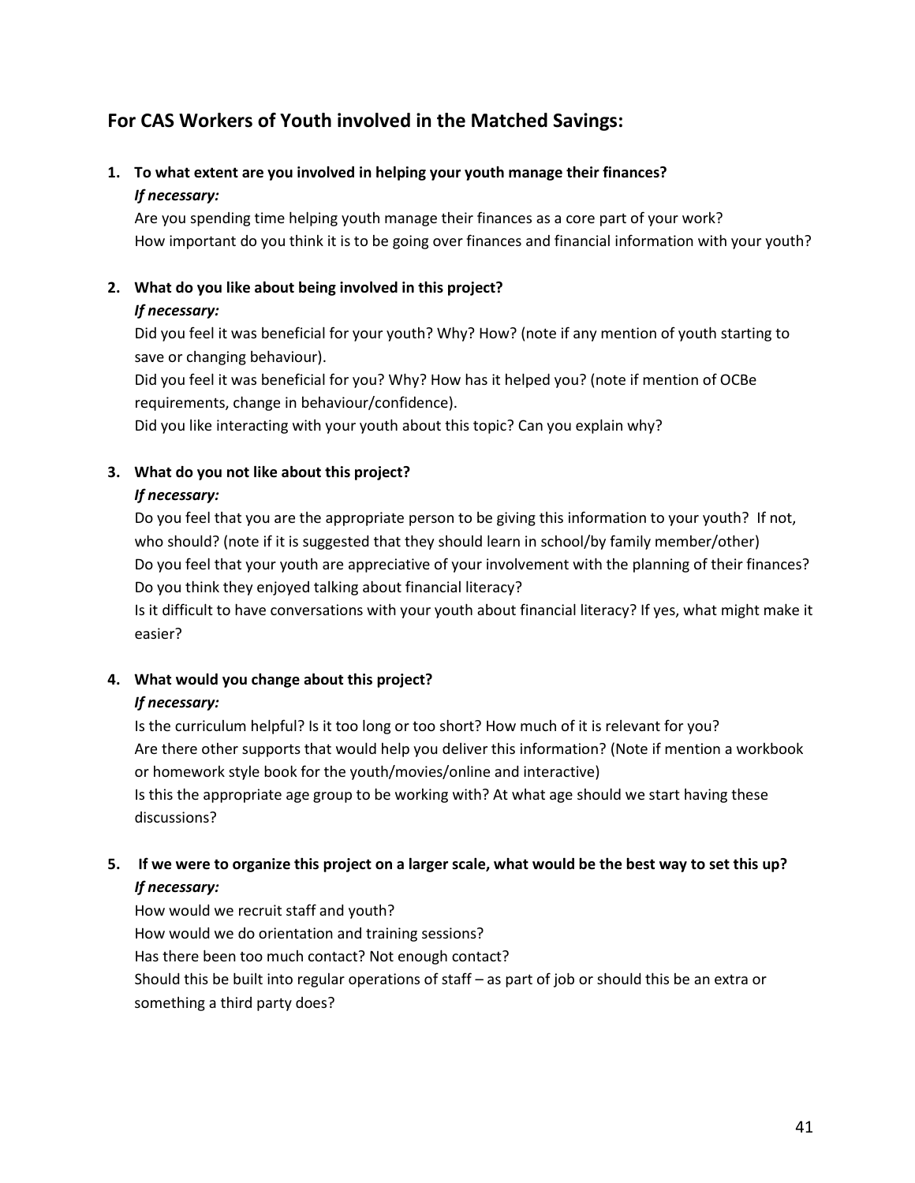## For CAS Workers of Youth involved in the Matched Savings:

1. **To what extent are you involved in helping your youth manage their finances?**
   ***If necessary:***
   Are you spending time helping youth manage their finances as a core part of your work?
   How important do you think it is to be going over finances and financial information with your youth?

2. **What do you like about being involved in this project?**
   ***If necessary:***
   Did you feel it was beneficial for your youth? Why? How? (note if any mention of youth starting to save or changing behaviour).
   Did you feel it was beneficial for you? Why? How has it helped you? (note if mention of OCBe requirements, change in behaviour/confidence).
   Did you like interacting with your youth about this topic? Can you explain why?

3. **What do you not like about this project?**
   ***If necessary:***
   Do you feel that you are the appropriate person to be giving this information to your youth? If not, who should? (note if it is suggested that they should learn in school/by family member/other)
   Do you feel that your youth are appreciative of your involvement with the planning of their finances?
   Do you think they enjoyed talking about financial literacy?
   Is it difficult to have conversations with your youth about financial literacy? If yes, what might make it easier?

4. **What would you change about this project?**
   ***If necessary:***
   Is the curriculum helpful? Is it too long or too short? How much of it is relevant for you?
   Are there other supports that would help you deliver this information? (Note if mention a workbook or homework style book for the youth/movies/online and interactive)
   Is this the appropriate age group to be working with? At what age should we start having these discussions?

5. **If we were to organize this project on a larger scale, what would be the best way to set this up?**
   ***If necessary:***
   How would we recruit staff and youth?
   How would we do orientation and training sessions?
   Has there been too much contact? Not enough contact?
   Should this be built into regular operations of staff – as part of job or should this be an extra or something a third party does?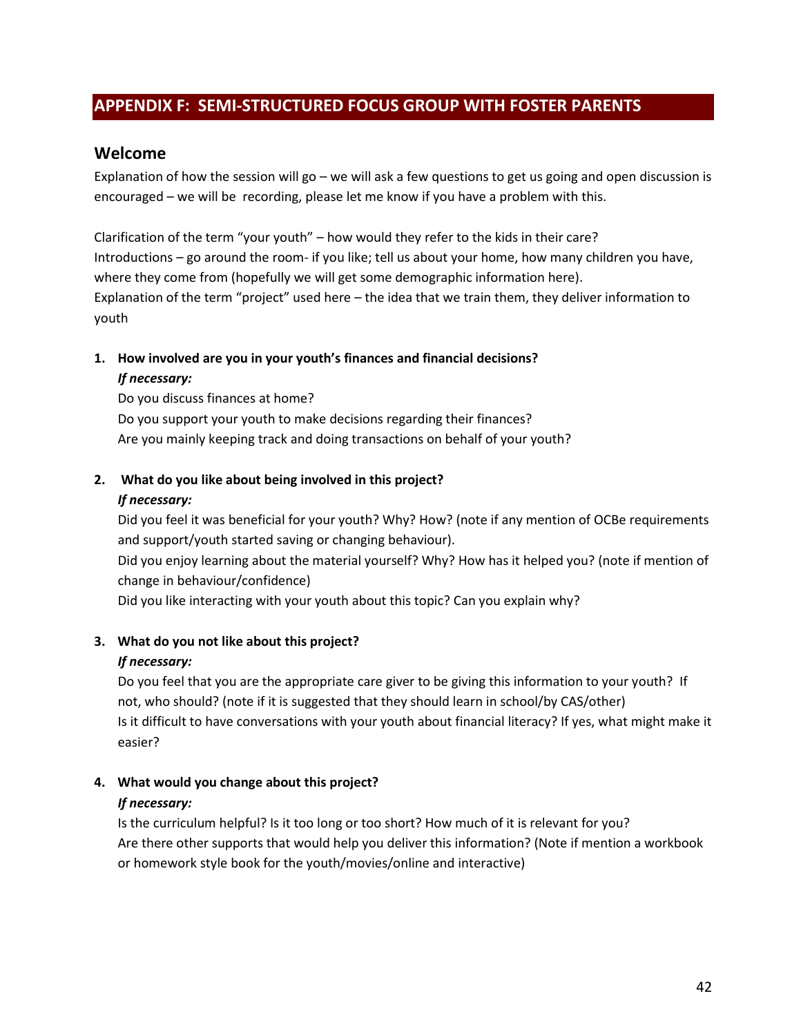## APPENDIX F: SEMI-STRUCTURED FOCUS GROUP WITH FOSTER PARENTS

### Welcome

Explanation of how the session will go – we will ask a few questions to get us going and open discussion is encouraged – we will be recording, please let me know if you have a problem with this.

Clarification of the term "your youth" – how would they refer to the kids in their care?
Introductions – go around the room- if you like; tell us about your home, how many children you have, where they come from (hopefully we will get some demographic information here).
Explanation of the term "project" used here – the idea that we train them, they deliver information to youth

1. **How involved are you in your youth's finances and financial decisions?**
   ***If necessary:***
   Do you discuss finances at home?
   Do you support your youth to make decisions regarding their finances?
   Are you mainly keeping track and doing transactions on behalf of your youth?

2. **What do you like about being involved in this project?**
   ***If necessary:***
   Did you feel it was beneficial for your youth? Why? How? (note if any mention of OCBe requirements and support/youth started saving or changing behaviour).
   Did you enjoy learning about the material yourself? Why? How has it helped you? (note if mention of change in behaviour/confidence)
   Did you like interacting with your youth about this topic? Can you explain why?

3. **What do you not like about this project?**
   ***If necessary:***
   Do you feel that you are the appropriate care giver to be giving this information to your youth? If not, who should? (note if it is suggested that they should learn in school/by CAS/other)
   Is it difficult to have conversations with your youth about financial literacy? If yes, what might make it easier?

4. **What would you change about this project?**
   ***If necessary:***
   Is the curriculum helpful? Is it too long or too short? How much of it is relevant for you?
   Are there other supports that would help you deliver this information? (Note if mention a workbook or homework style book for the youth/movies/online and interactive)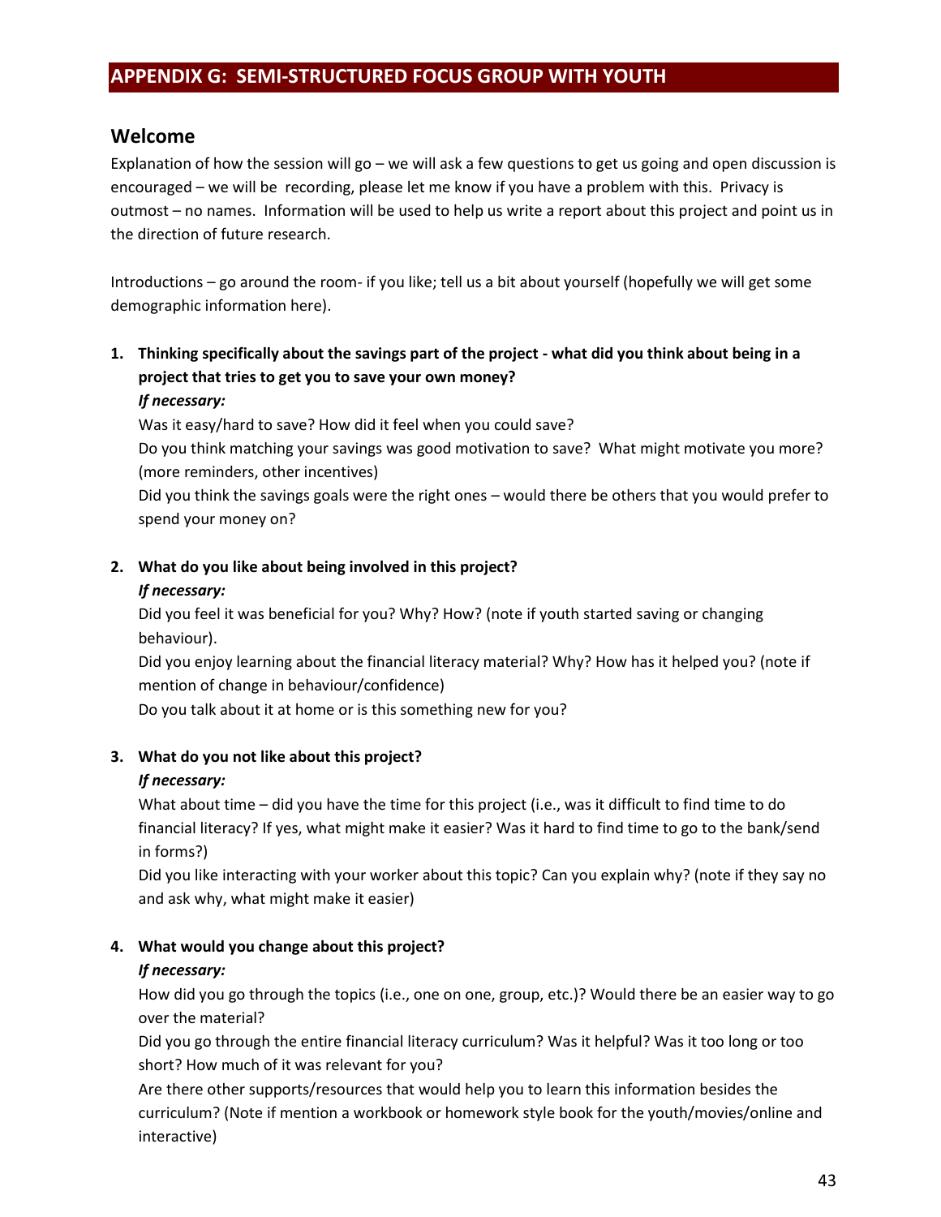# APPENDIX G: SEMI-STRUCTURED FOCUS GROUP WITH YOUTH

## Welcome

Explanation of how the session will go – we will ask a few questions to get us going and open discussion is encouraged – we will be recording, please let me know if you have a problem with this. Privacy is outmost – no names. Information will be used to help us write a report about this project and point us in the direction of future research.

Introductions – go around the room- if you like; tell us a bit about yourself (hopefully we will get some demographic information here).

1. **Thinking specifically about the savings part of the project - what did you think about being in a project that tries to get you to save your own money?**

   ***If necessary:***

   Was it easy/hard to save? How did it feel when you could save?

   Do you think matching your savings was good motivation to save? What might motivate you more? (more reminders, other incentives)

   Did you think the savings goals were the right ones – would there be others that you would prefer to spend your money on?

2. **What do you like about being involved in this project?**

   ***If necessary:***

   Did you feel it was beneficial for you? Why? How? (note if youth started saving or changing behaviour).

   Did you enjoy learning about the financial literacy material? Why? How has it helped you? (note if mention of change in behaviour/confidence)

   Do you talk about it at home or is this something new for you?

3. **What do you not like about this project?**

   ***If necessary:***

   What about time – did you have the time for this project (i.e., was it difficult to find time to do financial literacy? If yes, what might make it easier? Was it hard to find time to go to the bank/send in forms?)

   Did you like interacting with your worker about this topic? Can you explain why? (note if they say no and ask why, what might make it easier)

4. **What would you change about this project?**

   ***If necessary:***

   How did you go through the topics (i.e., one on one, group, etc.)? Would there be an easier way to go over the material?

   Did you go through the entire financial literacy curriculum? Was it helpful? Was it too long or too short? How much of it was relevant for you?

   Are there other supports/resources that would help you to learn this information besides the curriculum? (Note if mention a workbook or homework style book for the youth/movies/online and interactive)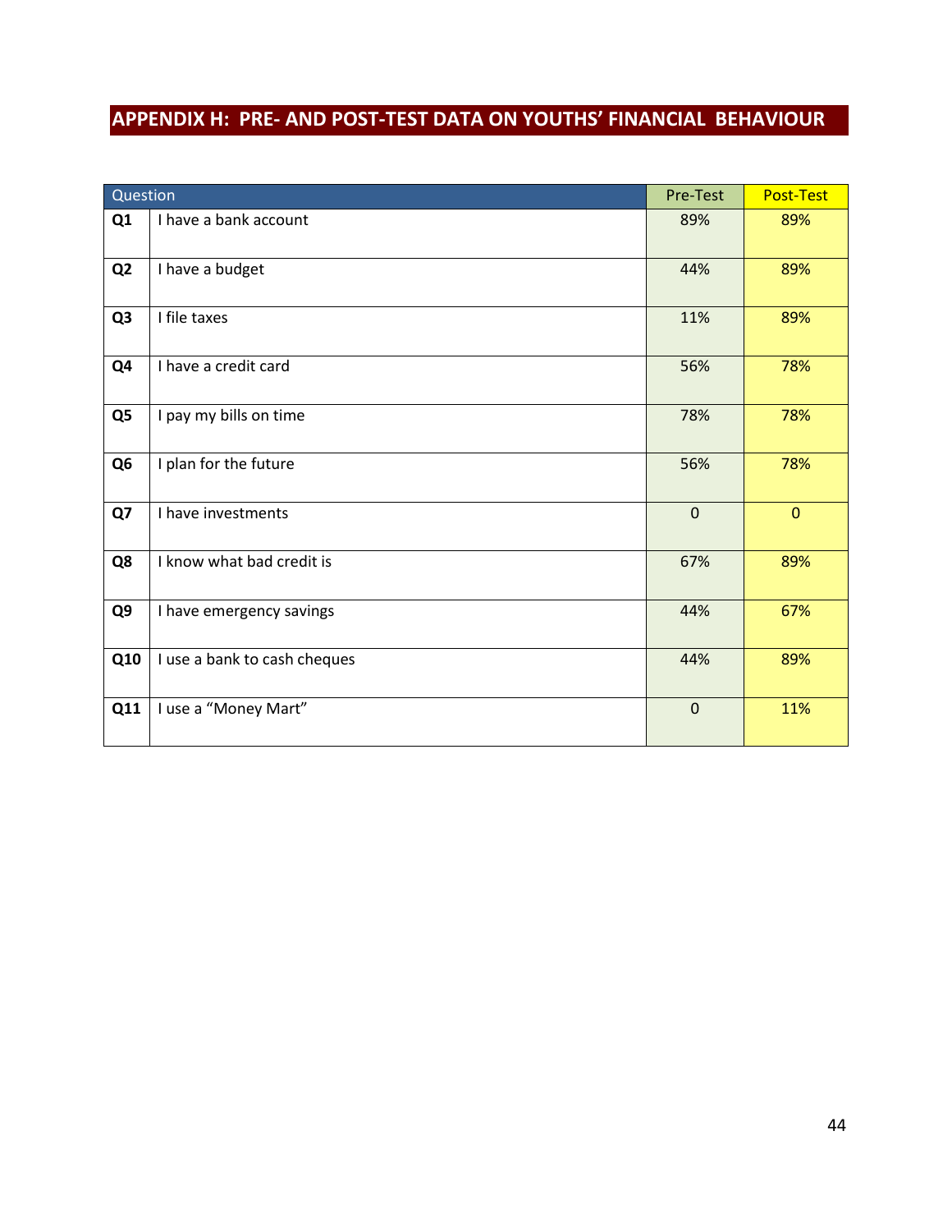## APPENDIX H: PRE- AND POST-TEST DATA ON YOUTHS' FINANCIAL BEHAVIOUR

| Question | | Pre-Test | Post-Test |
|---|---|---|---|
| Q1 | I have a bank account | 89% | 89% |
| Q2 | I have a budget | 44% | 89% |
| Q3 | I file taxes | 11% | 89% |
| Q4 | I have a credit card | 56% | 78% |
| Q5 | I pay my bills on time | 78% | 78% |
| Q6 | I plan for the future | 56% | 78% |
| Q7 | I have investments | 0 | 0 |
| Q8 | I know what bad credit is | 67% | 89% |
| Q9 | I have emergency savings | 44% | 67% |
| Q10 | I use a bank to cash cheques | 44% | 89% |
| Q11 | I use a "Money Mart" | 0 | 11% |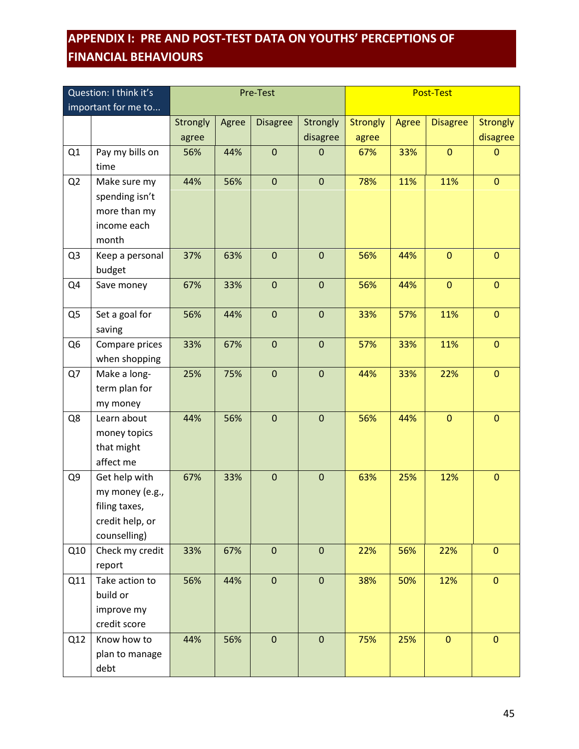## APPENDIX I: PRE AND POST-TEST DATA ON YOUTHS' PERCEPTIONS OF FINANCIAL BEHAVIOURS

| Question: I think it's important for me to... | | Pre-Test | | | | Post-Test | | | |
|---|---|---|---|---|---|---|---|---|---|
| | | Strongly agree | Agree | Disagree | Strongly disagree | Strongly agree | Agree | Disagree | Strongly disagree |
| Q1 | Pay my bills on time | 56% | 44% | 0 | 0 | 67% | 33% | 0 | 0 |
| Q2 | Make sure my spending isn't more than my income each month | 44% | 56% | 0 | 0 | 78% | 11% | 11% | 0 |
| Q3 | Keep a personal budget | 37% | 63% | 0 | 0 | 56% | 44% | 0 | 0 |
| Q4 | Save money | 67% | 33% | 0 | 0 | 56% | 44% | 0 | 0 |
| Q5 | Set a goal for saving | 56% | 44% | 0 | 0 | 33% | 57% | 11% | 0 |
| Q6 | Compare prices when shopping | 33% | 67% | 0 | 0 | 57% | 33% | 11% | 0 |
| Q7 | Make a long-term plan for my money | 25% | 75% | 0 | 0 | 44% | 33% | 22% | 0 |
| Q8 | Learn about money topics that might affect me | 44% | 56% | 0 | 0 | 56% | 44% | 0 | 0 |
| Q9 | Get help with my money (e.g., filing taxes, credit help, or counselling) | 67% | 33% | 0 | 0 | 63% | 25% | 12% | 0 |
| Q10 | Check my credit report | 33% | 67% | 0 | 0 | 22% | 56% | 22% | 0 |
| Q11 | Take action to build or improve my credit score | 56% | 44% | 0 | 0 | 38% | 50% | 12% | 0 |
| Q12 | Know how to plan to manage debt | 44% | 56% | 0 | 0 | 75% | 25% | 0 | 0 |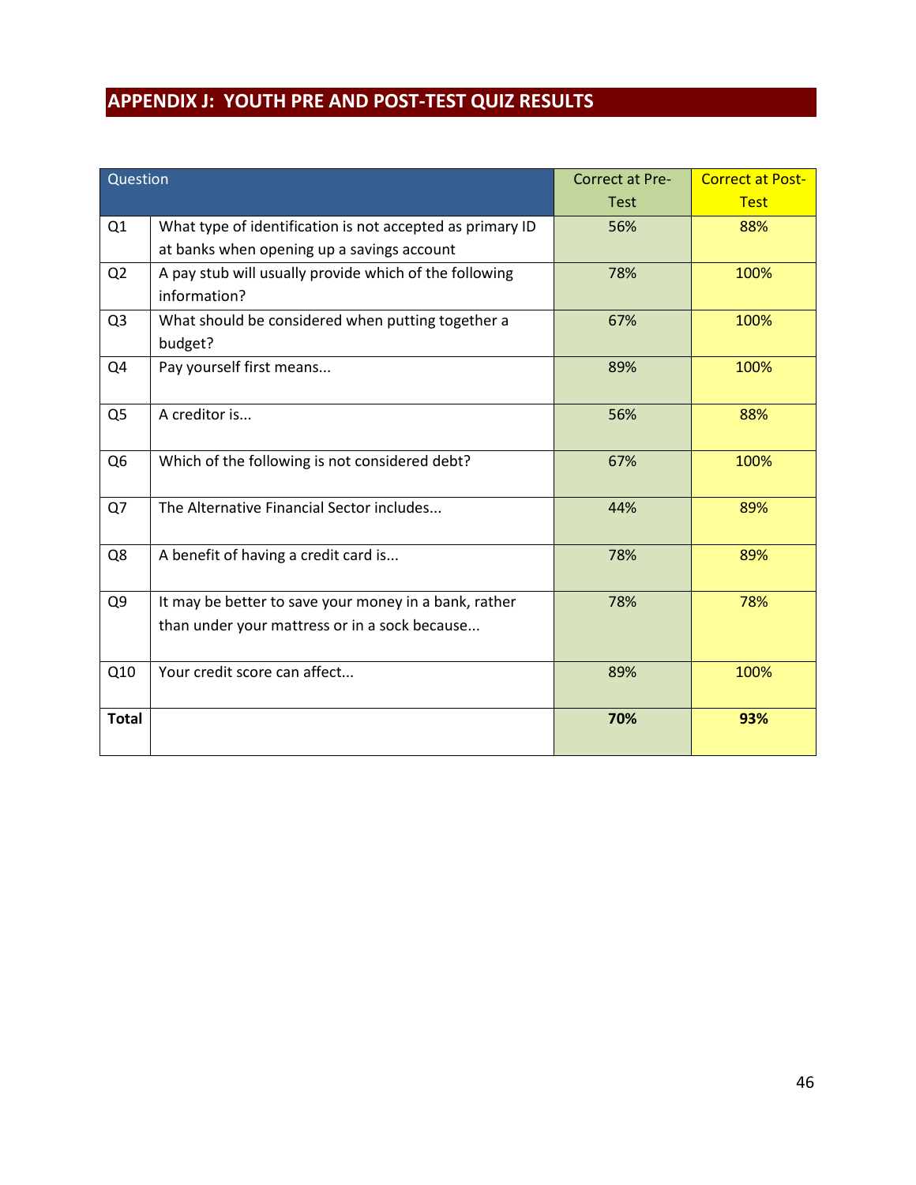## APPENDIX J: YOUTH PRE AND POST-TEST QUIZ RESULTS

| Question | | Correct at Pre-Test | Correct at Post-Test |
|---|---|---|---|
| Q1 | What type of identification is not accepted as primary ID at banks when opening up a savings account | 56% | 88% |
| Q2 | A pay stub will usually provide which of the following information? | 78% | 100% |
| Q3 | What should be considered when putting together a budget? | 67% | 100% |
| Q4 | Pay yourself first means... | 89% | 100% |
| Q5 | A creditor is... | 56% | 88% |
| Q6 | Which of the following is not considered debt? | 67% | 100% |
| Q7 | The Alternative Financial Sector includes... | 44% | 89% |
| Q8 | A benefit of having a credit card is... | 78% | 89% |
| Q9 | It may be better to save your money in a bank, rather than under your mattress or in a sock because... | 78% | 78% |
| Q10 | Your credit score can affect... | 89% | 100% |
| **Total** | | **70%** | **93%** |